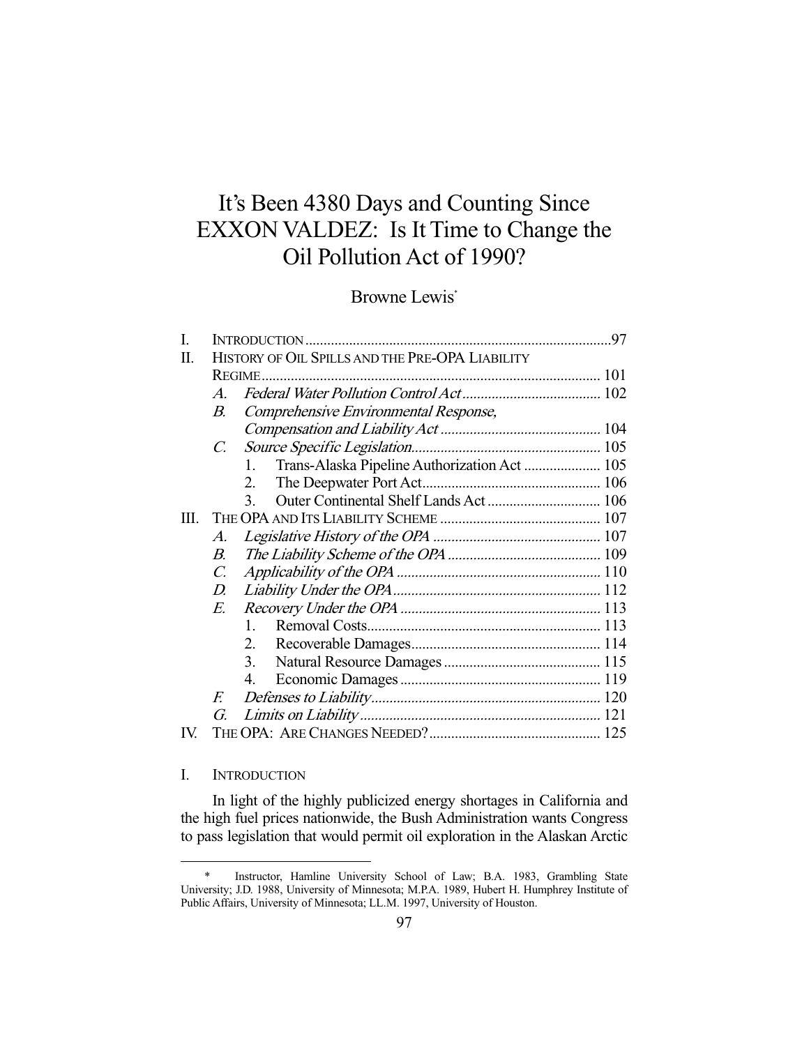# It's Been 4380 Days and Counting Since EXXON VALDEZ: Is It Time to Change the Oil Pollution Act of 1990?

Browne Lewis*

| | | | |
|---|---|---|---|
| I. | INTRODUCTION | | 97 |
| II. | HISTORY OF OIL SPILLS AND THE PRE-OPA LIABILITY REGIME | | 101 |
| | *A.* | *Federal Water Pollution Control Act* | 102 |
| | *B.* | *Comprehensive Environmental Response, Compensation and Liability Act* | 104 |
| | *C.* | *Source Specific Legislation* | 105 |
| | | 1. Trans-Alaska Pipeline Authorization Act | 105 |
| | | 2. The Deepwater Port Act | 106 |
| | | 3. Outer Continental Shelf Lands Act | 106 |
| III. | THE OPA AND ITS LIABILITY SCHEME | | 107 |
| | *A.* | *Legislative History of the OPA* | 107 |
| | *B.* | *The Liability Scheme of the OPA* | 109 |
| | *C.* | *Applicability of the OPA* | 110 |
| | *D.* | *Liability Under the OPA* | 112 |
| | *E.* | *Recovery Under the OPA* | 113 |
| | | 1. Removal Costs | 113 |
| | | 2. Recoverable Damages | 114 |
| | | 3. Natural Resource Damages | 115 |
| | | 4. Economic Damages | 119 |
| | *F.* | *Defenses to Liability* | 120 |
| | *G.* | *Limits on Liability* | 121 |
| IV. | THE OPA: ARE CHANGES NEEDED? | | 125 |

## I. INTRODUCTION

In light of the highly publicized energy shortages in California and the high fuel prices nationwide, the Bush Administration wants Congress to pass legislation that would permit oil exploration in the Alaskan Arctic

---

\* Instructor, Hamline University School of Law; B.A. 1983, Grambling State University; J.D. 1988, University of Minnesota; M.P.A. 1989, Hubert H. Humphrey Institute of Public Affairs, University of Minnesota; LL.M. 1997, University of Houston.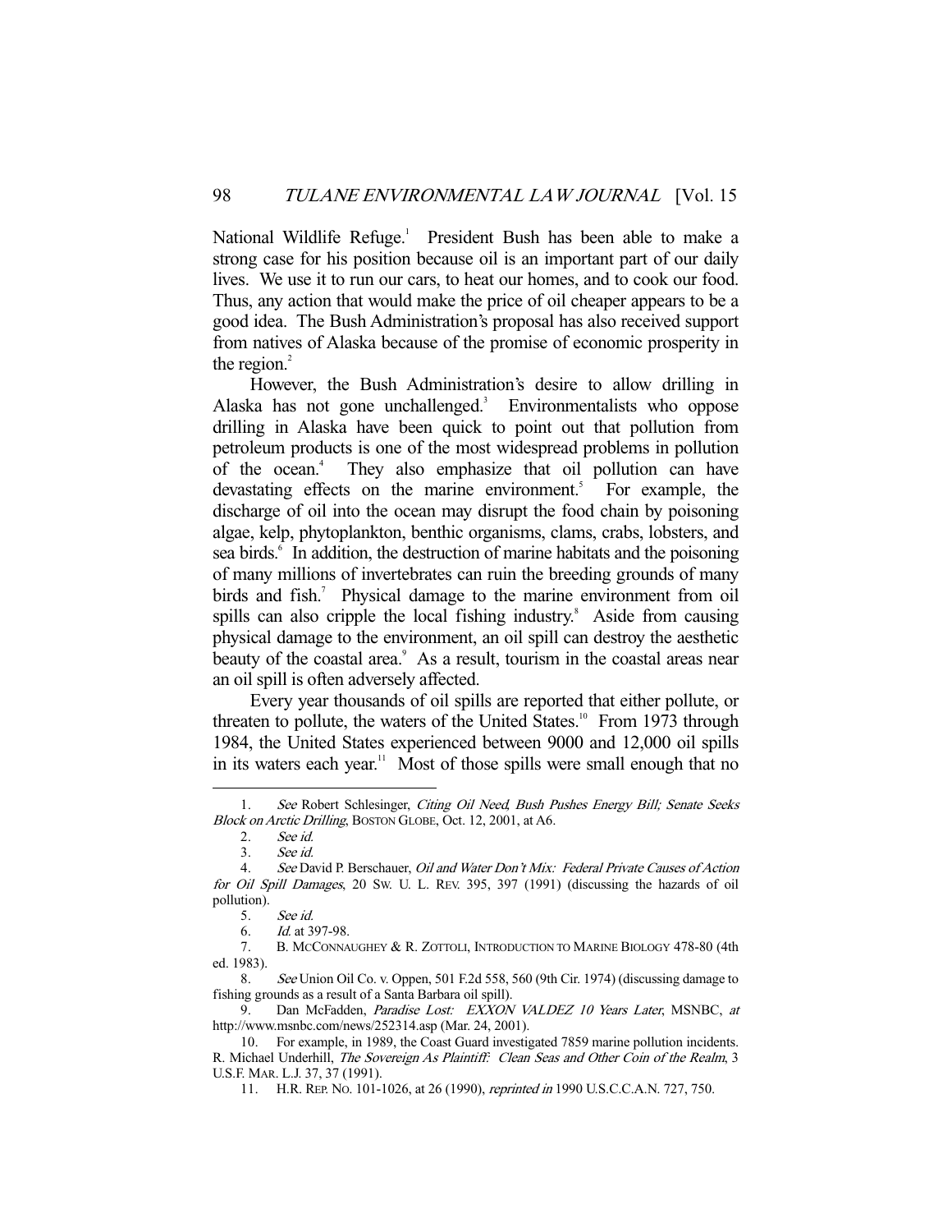National Wildlife Refuge.[1] President Bush has been able to make a strong case for his position because oil is an important part of our daily lives. We use it to run our cars, to heat our homes, and to cook our food. Thus, any action that would make the price of oil cheaper appears to be a good idea. The Bush Administration's proposal has also received support from natives of Alaska because of the promise of economic prosperity in the region.[2]

However, the Bush Administration's desire to allow drilling in Alaska has not gone unchallenged.[3] Environmentalists who oppose drilling in Alaska have been quick to point out that pollution from petroleum products is one of the most widespread problems in pollution of the ocean.[4] They also emphasize that oil pollution can have devastating effects on the marine environment.[5] For example, the discharge of oil into the ocean may disrupt the food chain by poisoning algae, kelp, phytoplankton, benthic organisms, clams, crabs, lobsters, and sea birds.[6] In addition, the destruction of marine habitats and the poisoning of many millions of invertebrates can ruin the breeding grounds of many birds and fish.[7] Physical damage to the marine environment from oil spills can also cripple the local fishing industry.[8] Aside from causing physical damage to the environment, an oil spill can destroy the aesthetic beauty of the coastal area.[9] As a result, tourism in the coastal areas near an oil spill is often adversely affected.

Every year thousands of oil spills are reported that either pollute, or threaten to pollute, the waters of the United States.[10] From 1973 through 1984, the United States experienced between 9000 and 12,000 oil spills in its waters each year.[11] Most of those spills were small enough that no

---

1. *See* Robert Schlesinger, *Citing Oil Need, Bush Pushes Energy Bill; Senate Seeks Block on Arctic Drilling*, BOSTON GLOBE, Oct. 12, 2001, at A6.
2. *See id.*
3. *See id.*
4. *See* David P. Berschauer, *Oil and Water Don't Mix: Federal Private Causes of Action for Oil Spill Damages*, 20 SW. U. L. REV. 395, 397 (1991) (discussing the hazards of oil pollution).
5. *See id.*
6. *Id.* at 397-98.
7. B. MCCONNAUGHEY & R. ZOTTOLI, INTRODUCTION TO MARINE BIOLOGY 478-80 (4th ed. 1983).
8. *See* Union Oil Co. v. Oppen, 501 F.2d 558, 560 (9th Cir. 1974) (discussing damage to fishing grounds as a result of a Santa Barbara oil spill).
9. Dan McFadden, *Paradise Lost: EXXON VALDEZ 10 Years Later*, MSNBC, *at* http://www.msnbc.com/news/252314.asp (Mar. 24, 2001).
10. For example, in 1989, the Coast Guard investigated 7859 marine pollution incidents. R. Michael Underhill, *The Sovereign As Plaintiff: Clean Seas and Other Coin of the Realm*, 3 U.S.F. MAR. L.J. 37, 37 (1991).
11. H.R. REP. NO. 101-1026, at 26 (1990), *reprinted in* 1990 U.S.C.C.A.N. 727, 750.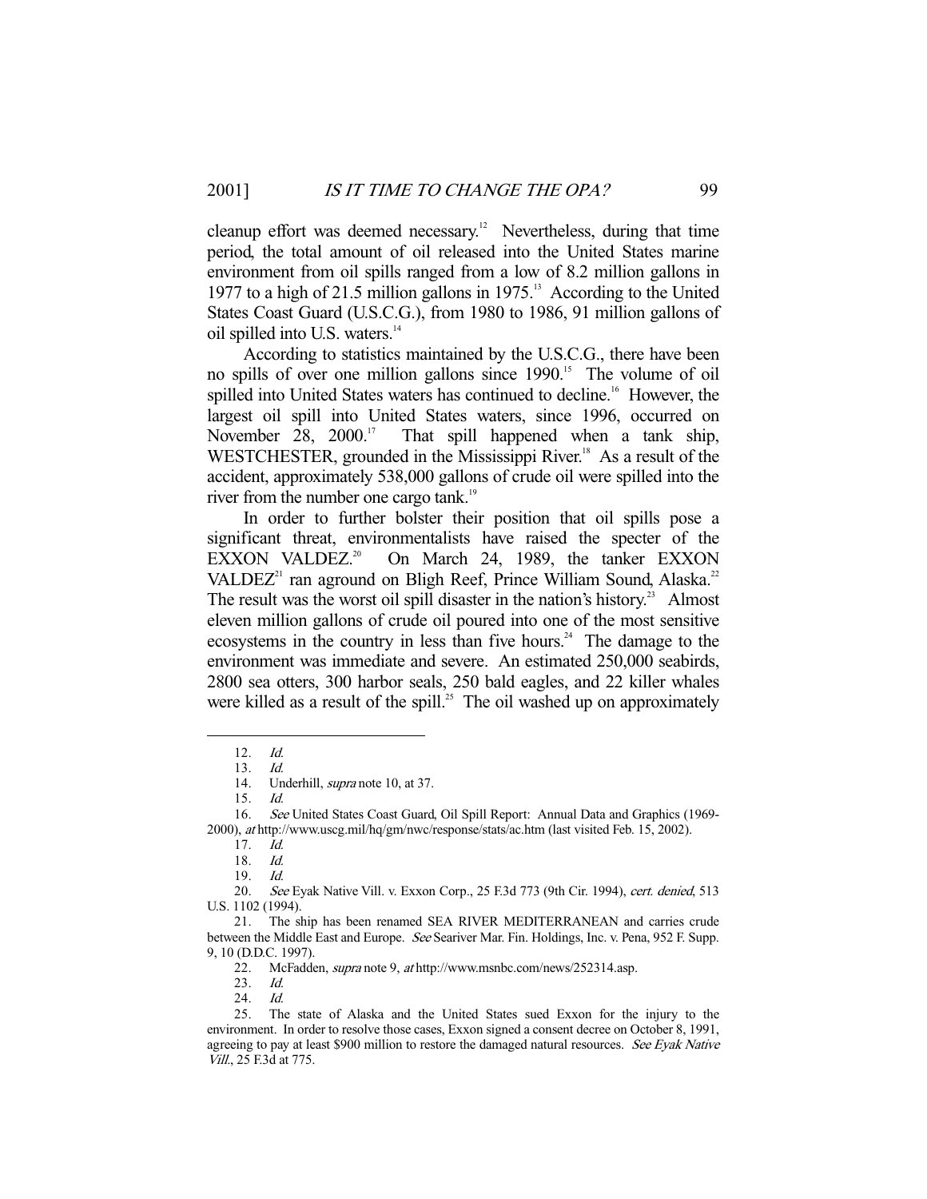cleanup effort was deemed necessary.[12] Nevertheless, during that time period, the total amount of oil released into the United States marine environment from oil spills ranged from a low of 8.2 million gallons in 1977 to a high of 21.5 million gallons in 1975.[13] According to the United States Coast Guard (U.S.C.G.), from 1980 to 1986, 91 million gallons of oil spilled into U.S. waters.[14]

According to statistics maintained by the U.S.C.G., there have been no spills of over one million gallons since 1990.[15] The volume of oil spilled into United States waters has continued to decline.[16] However, the largest oil spill into United States waters, since 1996, occurred on November 28, 2000.[17] That spill happened when a tank ship, WESTCHESTER, grounded in the Mississippi River.[18] As a result of the accident, approximately 538,000 gallons of crude oil were spilled into the river from the number one cargo tank.[19]

In order to further bolster their position that oil spills pose a significant threat, environmentalists have raised the specter of the EXXON VALDEZ.[20] On March 24, 1989, the tanker EXXON VALDEZ[21] ran aground on Bligh Reef, Prince William Sound, Alaska.[22] The result was the worst oil spill disaster in the nation's history.[23] Almost eleven million gallons of crude oil poured into one of the most sensitive ecosystems in the country in less than five hours.[24] The damage to the environment was immediate and severe. An estimated 250,000 seabirds, 2800 sea otters, 300 harbor seals, 250 bald eagles, and 22 killer whales were killed as a result of the spill.[25] The oil washed up on approximately

---

12. *Id.*

13. *Id.*

14. Underhill, *supra* note 10, at 37.

15. *Id.*

16. *See* United States Coast Guard, Oil Spill Report: Annual Data and Graphics (1969-2000), *at* http://www.uscg.mil/hq/gm/nwc/response/stats/ac.htm (last visited Feb. 15, 2002).

17. *Id.*

18. *Id.*

19. *Id.*

20. *See* Eyak Native Vill. v. Exxon Corp., 25 F.3d 773 (9th Cir. 1994), *cert. denied*, 513 U.S. 1102 (1994).

21. The ship has been renamed SEA RIVER MEDITERRANEAN and carries crude between the Middle East and Europe. *See* Seariver Mar. Fin. Holdings, Inc. v. Pena, 952 F. Supp. 9, 10 (D.D.C. 1997).

22. McFadden, *supra* note 9, *at* http://www.msnbc.com/news/252314.asp.

23. *Id.*

24. *Id.*

25. The state of Alaska and the United States sued Exxon for the injury to the environment. In order to resolve those cases, Exxon signed a consent decree on October 8, 1991, agreeing to pay at least $900 million to restore the damaged natural resources. *See Eyak Native Vill.*, 25 F.3d at 775.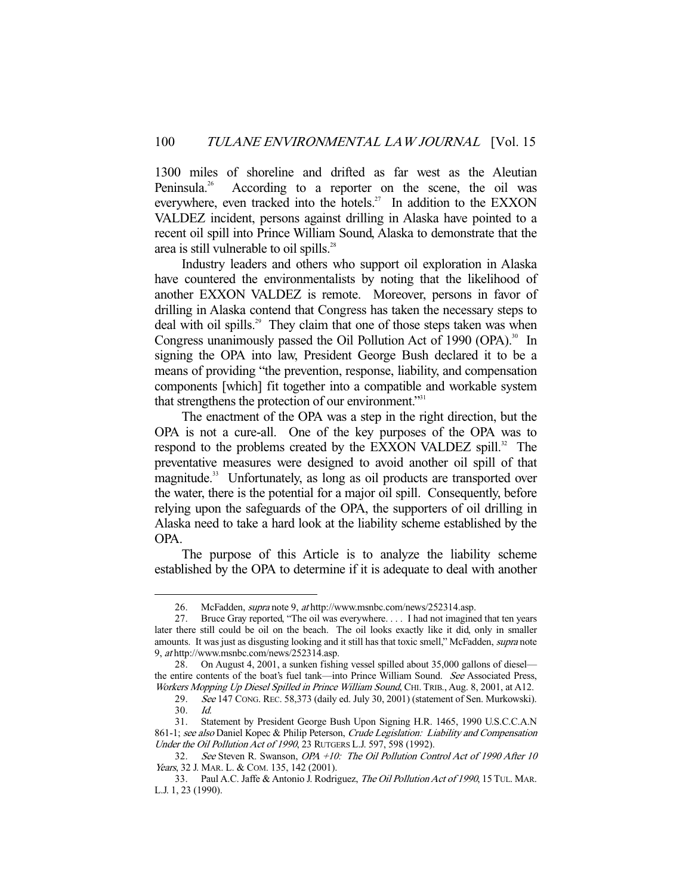1300 miles of shoreline and drifted as far west as the Aleutian Peninsula.[26] According to a reporter on the scene, the oil was everywhere, even tracked into the hotels.[27] In addition to the EXXON VALDEZ incident, persons against drilling in Alaska have pointed to a recent oil spill into Prince William Sound, Alaska to demonstrate that the area is still vulnerable to oil spills.[28]

Industry leaders and others who support oil exploration in Alaska have countered the environmentalists by noting that the likelihood of another EXXON VALDEZ is remote. Moreover, persons in favor of drilling in Alaska contend that Congress has taken the necessary steps to deal with oil spills.[29] They claim that one of those steps taken was when Congress unanimously passed the Oil Pollution Act of 1990 (OPA).[30] In signing the OPA into law, President George Bush declared it to be a means of providing "the prevention, response, liability, and compensation components [which] fit together into a compatible and workable system that strengthens the protection of our environment."[31]

The enactment of the OPA was a step in the right direction, but the OPA is not a cure-all. One of the key purposes of the OPA was to respond to the problems created by the EXXON VALDEZ spill.[32] The preventative measures were designed to avoid another oil spill of that magnitude.[33] Unfortunately, as long as oil products are transported over the water, there is the potential for a major oil spill. Consequently, before relying upon the safeguards of the OPA, the supporters of oil drilling in Alaska need to take a hard look at the liability scheme established by the OPA.

The purpose of this Article is to analyze the liability scheme established by the OPA to determine if it is adequate to deal with another

---

26. McFadden, *supra* note 9, *at* http://www.msnbc.com/news/252314.asp.

27. Bruce Gray reported, "The oil was everywhere. . . . I had not imagined that ten years later there still could be oil on the beach. The oil looks exactly like it did, only in smaller amounts. It was just as disgusting looking and it still has that toxic smell," McFadden, *supra* note 9, *at* http://www.msnbc.com/news/252314.asp.

28. On August 4, 2001, a sunken fishing vessel spilled about 35,000 gallons of diesel—the entire contents of the boat's fuel tank—into Prince William Sound. *See* Associated Press, *Workers Mopping Up Diesel Spilled in Prince William Sound*, CHI. TRIB., Aug. 8, 2001, at A12.

29. *See* 147 CONG. REC. 58,373 (daily ed. July 30, 2001) (statement of Sen. Murkowski).

30. *Id.*

31. Statement by President George Bush Upon Signing H.R. 1465, 1990 U.S.C.C.A.N 861-1; *see also* Daniel Kopec & Philip Peterson, *Crude Legislation: Liability and Compensation Under the Oil Pollution Act of 1990*, 23 RUTGERS L.J. 597, 598 (1992).

32. *See* Steven R. Swanson, *OPA +10: The Oil Pollution Control Act of 1990 After 10 Years*, 32 J. MAR. L. & COM. 135, 142 (2001).

33. Paul A.C. Jaffe & Antonio J. Rodriguez, *The Oil Pollution Act of 1990*, 15 TUL. MAR. L.J. 1, 23 (1990).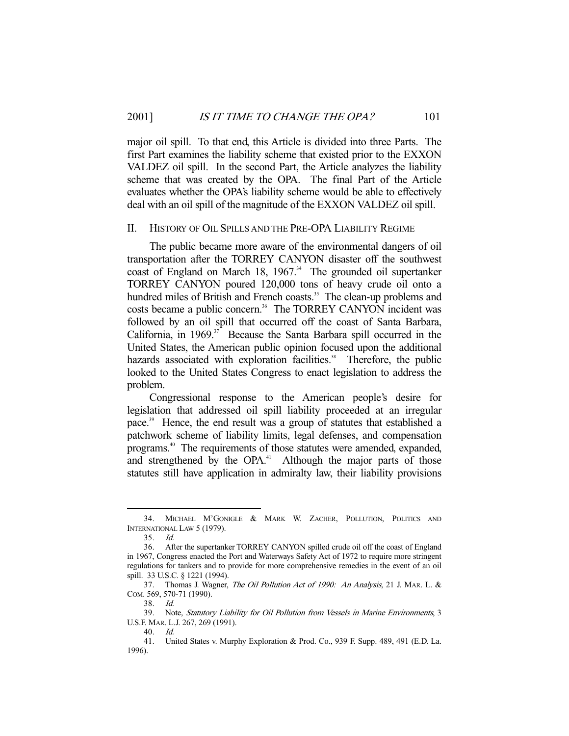major oil spill. To that end, this Article is divided into three Parts. The first Part examines the liability scheme that existed prior to the EXXON VALDEZ oil spill. In the second Part, the Article analyzes the liability scheme that was created by the OPA. The final Part of the Article evaluates whether the OPA's liability scheme would be able to effectively deal with an oil spill of the magnitude of the EXXON VALDEZ oil spill.

## II. HISTORY OF OIL SPILLS AND THE PRE-OPA LIABILITY REGIME

The public became more aware of the environmental dangers of oil transportation after the TORREY CANYON disaster off the southwest coast of England on March 18, 1967.[34] The grounded oil supertanker TORREY CANYON poured 120,000 tons of heavy crude oil onto a hundred miles of British and French coasts.[35] The clean-up problems and costs became a public concern.[36] The TORREY CANYON incident was followed by an oil spill that occurred off the coast of Santa Barbara, California, in 1969.[37] Because the Santa Barbara spill occurred in the United States, the American public opinion focused upon the additional hazards associated with exploration facilities.[38] Therefore, the public looked to the United States Congress to enact legislation to address the problem.

Congressional response to the American people's desire for legislation that addressed oil spill liability proceeded at an irregular pace.[39] Hence, the end result was a group of statutes that established a patchwork scheme of liability limits, legal defenses, and compensation programs.[40] The requirements of those statutes were amended, expanded, and strengthened by the OPA.[41] Although the major parts of those statutes still have application in admiralty law, their liability provisions

---

34. MICHAEL M'GONIGLE & MARK W. ZACHER, POLLUTION, POLITICS AND INTERNATIONAL LAW 5 (1979).

35. *Id.*

36. After the supertanker TORREY CANYON spilled crude oil off the coast of England in 1967, Congress enacted the Port and Waterways Safety Act of 1972 to require more stringent regulations for tankers and to provide for more comprehensive remedies in the event of an oil spill. 33 U.S.C. § 1221 (1994).

37. Thomas J. Wagner, *The Oil Pollution Act of 1990: An Analysis*, 21 J. MAR. L. & COM. 569, 570-71 (1990).

38. *Id.*

39. Note, *Statutory Liability for Oil Pollution from Vessels in Marine Environments*, 3 U.S.F. MAR. L.J. 267, 269 (1991).

40. *Id.*

41. United States v. Murphy Exploration & Prod. Co., 939 F. Supp. 489, 491 (E.D. La. 1996).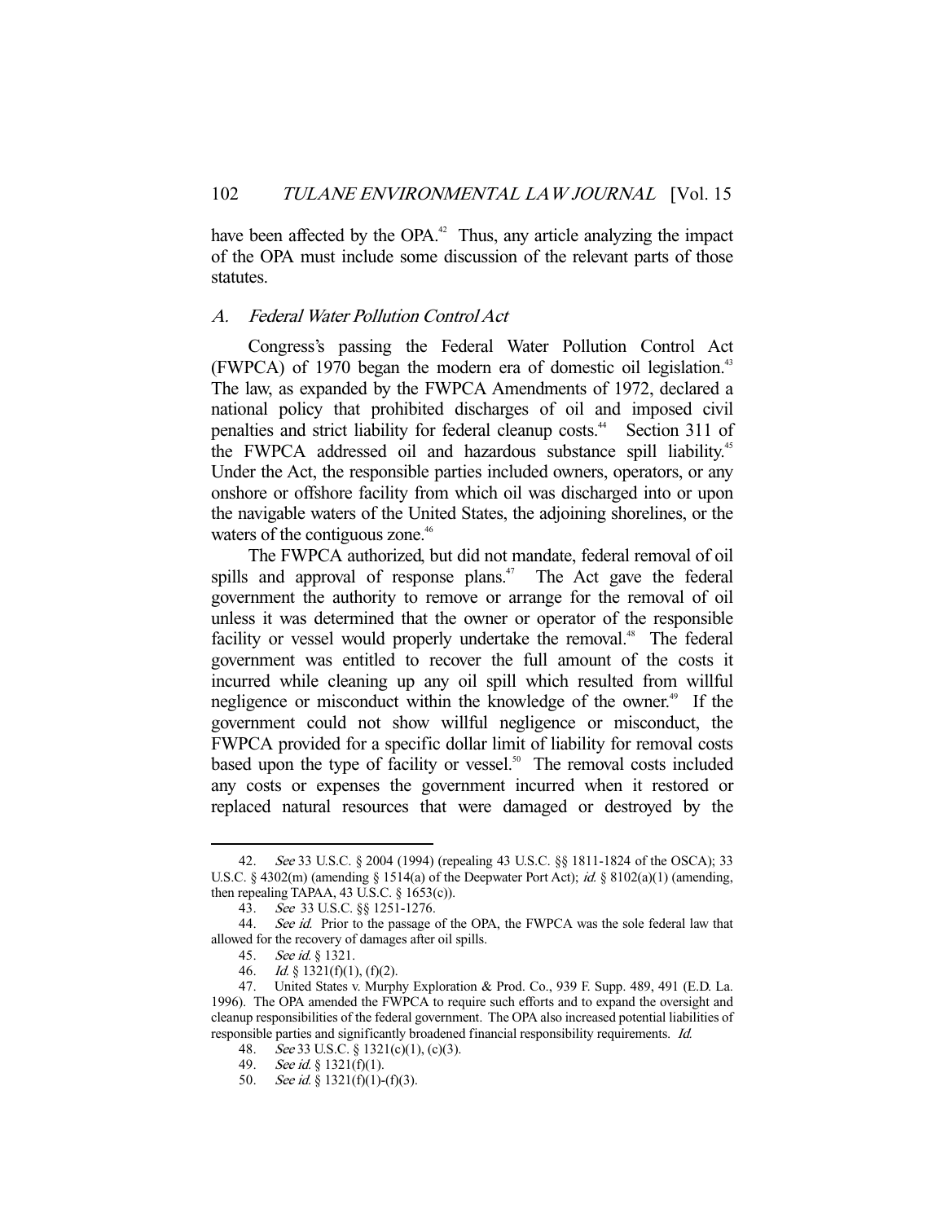have been affected by the OPA.[42] Thus, any article analyzing the impact of the OPA must include some discussion of the relevant parts of those statutes.

### A. *Federal Water Pollution Control Act*

Congress's passing the Federal Water Pollution Control Act (FWPCA) of 1970 began the modern era of domestic oil legislation.[43] The law, as expanded by the FWPCA Amendments of 1972, declared a national policy that prohibited discharges of oil and imposed civil penalties and strict liability for federal cleanup costs.[44] Section 311 of the FWPCA addressed oil and hazardous substance spill liability.[45] Under the Act, the responsible parties included owners, operators, or any onshore or offshore facility from which oil was discharged into or upon the navigable waters of the United States, the adjoining shorelines, or the waters of the contiguous zone.[46]

The FWPCA authorized, but did not mandate, federal removal of oil spills and approval of response plans.[47] The Act gave the federal government the authority to remove or arrange for the removal of oil unless it was determined that the owner or operator of the responsible facility or vessel would properly undertake the removal.[48] The federal government was entitled to recover the full amount of the costs it incurred while cleaning up any oil spill which resulted from willful negligence or misconduct within the knowledge of the owner.[49] If the government could not show willful negligence or misconduct, the FWPCA provided for a specific dollar limit of liability for removal costs based upon the type of facility or vessel.[50] The removal costs included any costs or expenses the government incurred when it restored or replaced natural resources that were damaged or destroyed by the

---

42. *See* 33 U.S.C. § 2004 (1994) (repealing 43 U.S.C. §§ 1811-1824 of the OSCA); 33 U.S.C. § 4302(m) (amending § 1514(a) of the Deepwater Port Act); *id.* § 8102(a)(1) (amending, then repealing TAPAA, 43 U.S.C. § 1653(c)).

43. *See* 33 U.S.C. §§ 1251-1276.

44. *See id.* Prior to the passage of the OPA, the FWPCA was the sole federal law that allowed for the recovery of damages after oil spills.

45. *See id.* § 1321.

46. *Id.* § 1321(f)(1), (f)(2).

47. United States v. Murphy Exploration & Prod. Co., 939 F. Supp. 489, 491 (E.D. La. 1996). The OPA amended the FWPCA to require such efforts and to expand the oversight and cleanup responsibilities of the federal government. The OPA also increased potential liabilities of responsible parties and significantly broadened financial responsibility requirements. *Id.*

48. *See* 33 U.S.C. § 1321(c)(1), (c)(3).

49. *See id.* § 1321(f)(1).

50. *See id.* § 1321(f)(1)-(f)(3).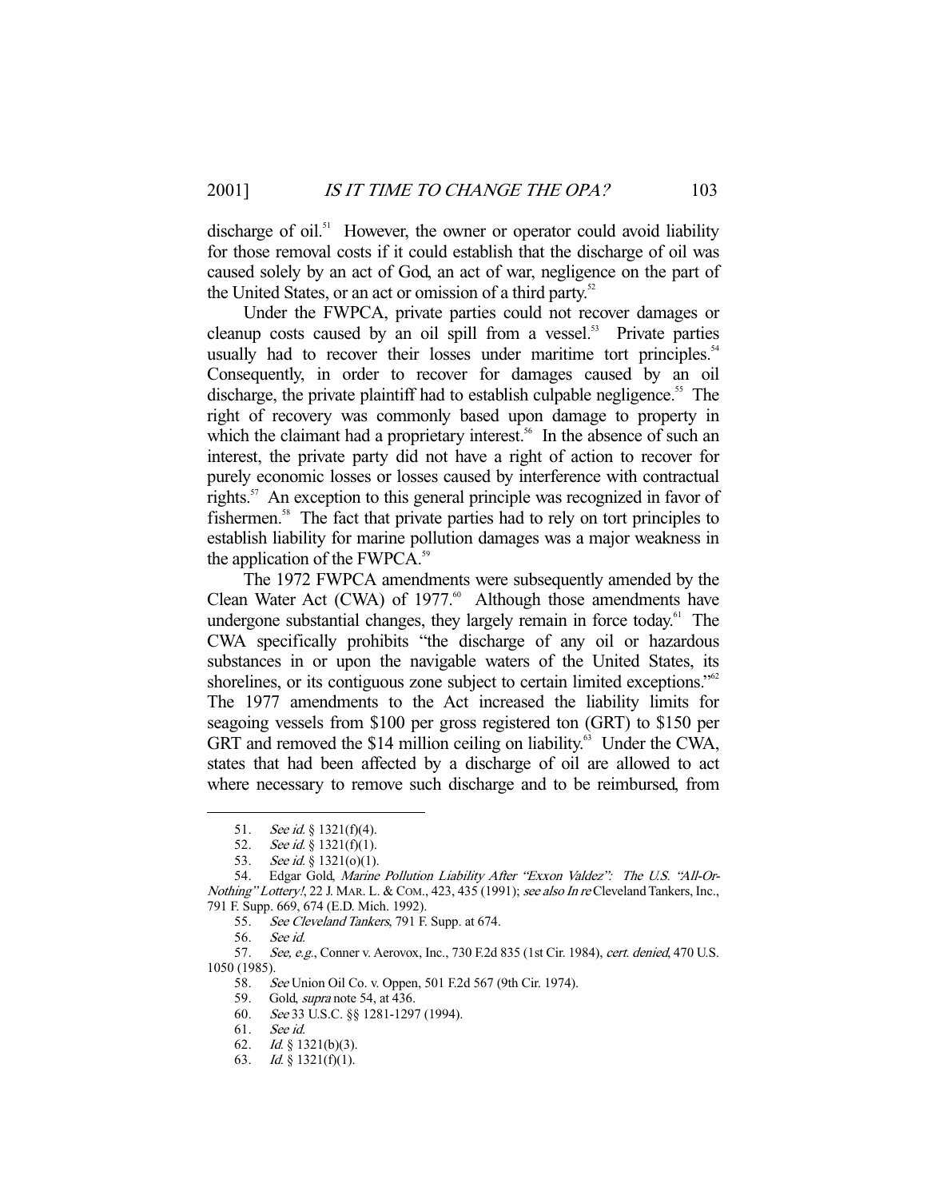discharge of oil.[51] However, the owner or operator could avoid liability for those removal costs if it could establish that the discharge of oil was caused solely by an act of God, an act of war, negligence on the part of the United States, or an act or omission of a third party.[52]

Under the FWPCA, private parties could not recover damages or cleanup costs caused by an oil spill from a vessel.[53] Private parties usually had to recover their losses under maritime tort principles.[54] Consequently, in order to recover for damages caused by an oil discharge, the private plaintiff had to establish culpable negligence.[55] The right of recovery was commonly based upon damage to property in which the claimant had a proprietary interest.[56] In the absence of such an interest, the private party did not have a right of action to recover for purely economic losses or losses caused by interference with contractual rights.[57] An exception to this general principle was recognized in favor of fishermen.[58] The fact that private parties had to rely on tort principles to establish liability for marine pollution damages was a major weakness in the application of the FWPCA.[59]

The 1972 FWPCA amendments were subsequently amended by the Clean Water Act (CWA) of 1977.[60] Although those amendments have undergone substantial changes, they largely remain in force today.[61] The CWA specifically prohibits "the discharge of any oil or hazardous substances in or upon the navigable waters of the United States, its shorelines, or its contiguous zone subject to certain limited exceptions."[62] The 1977 amendments to the Act increased the liability limits for seagoing vessels from $100 per gross registered ton (GRT) to $150 per GRT and removed the $14 million ceiling on liability.[63] Under the CWA, states that had been affected by a discharge of oil are allowed to act where necessary to remove such discharge and to be reimbursed, from

---

51. *See id.* § 1321(f)(4).

52. *See id.* § 1321(f)(1).

53. *See id.* § 1321(o)(1).

54. Edgar Gold, *Marine Pollution Liability After "Exxon Valdez": The U.S. "All-Or-Nothing" Lottery!*, 22 J. MAR. L. & COM., 423, 435 (1991); *see also In re* Cleveland Tankers, Inc., 791 F. Supp. 669, 674 (E.D. Mich. 1992).

55. *See Cleveland Tankers*, 791 F. Supp. at 674.

56. *See id.*

57. *See, e.g.*, Conner v. Aerovox, Inc., 730 F.2d 835 (1st Cir. 1984), *cert. denied*, 470 U.S. 1050 (1985).

58. *See* Union Oil Co. v. Oppen, 501 F.2d 567 (9th Cir. 1974).

59. Gold, *supra* note 54, at 436.

60. *See* 33 U.S.C. §§ 1281-1297 (1994).

61. *See id.*

62. *Id.* § 1321(b)(3).

63. *Id.* § 1321(f)(1).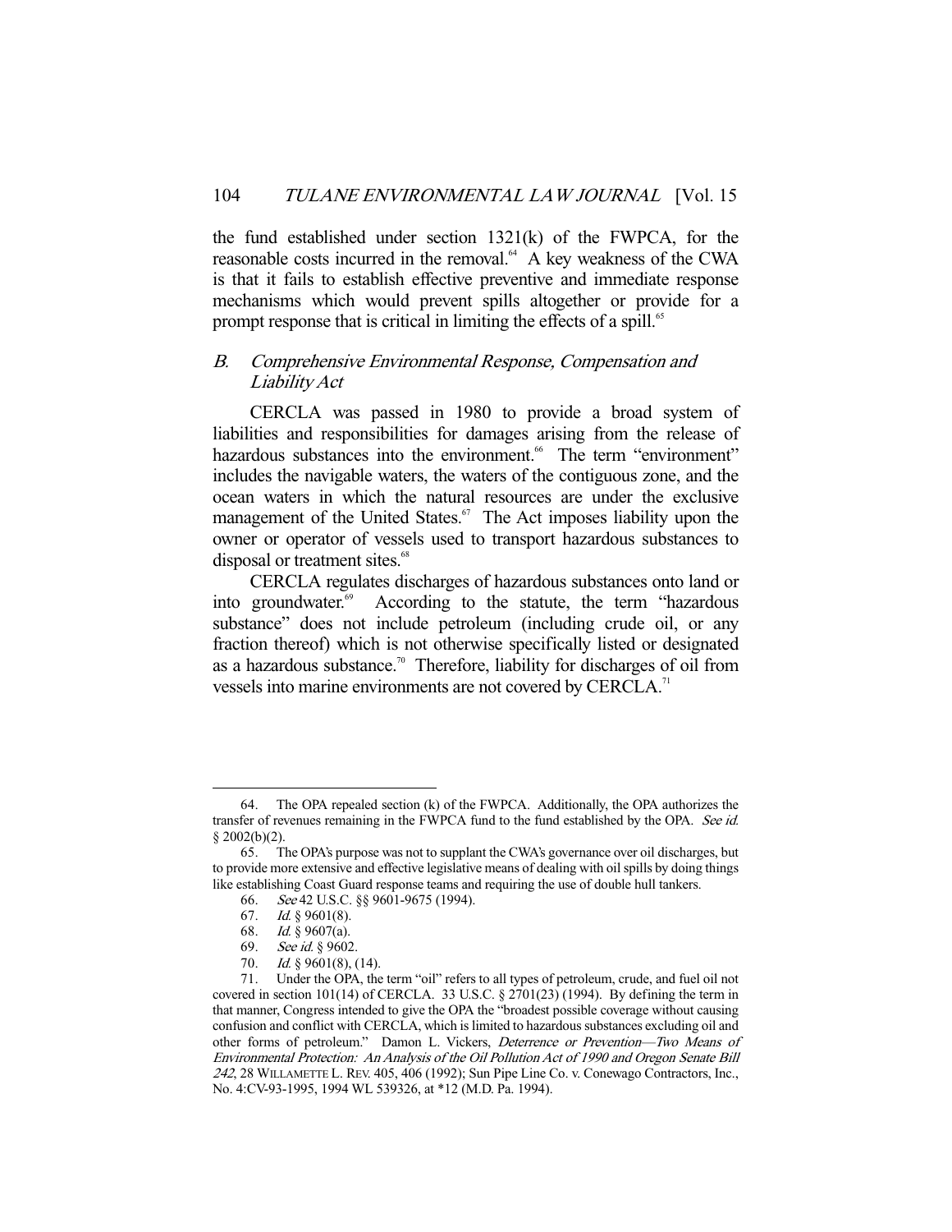the fund established under section 1321(k) of the FWPCA, for the reasonable costs incurred in the removal.[64] A key weakness of the CWA is that it fails to establish effective preventive and immediate response mechanisms which would prevent spills altogether or provide for a prompt response that is critical in limiting the effects of a spill.[65]

## B. *Comprehensive Environmental Response, Compensation and Liability Act*

CERCLA was passed in 1980 to provide a broad system of liabilities and responsibilities for damages arising from the release of hazardous substances into the environment.[66] The term "environment" includes the navigable waters, the waters of the contiguous zone, and the ocean waters in which the natural resources are under the exclusive management of the United States.[67] The Act imposes liability upon the owner or operator of vessels used to transport hazardous substances to disposal or treatment sites.[68]

CERCLA regulates discharges of hazardous substances onto land or into groundwater.[69] According to the statute, the term "hazardous substance" does not include petroleum (including crude oil, or any fraction thereof) which is not otherwise specifically listed or designated as a hazardous substance.[70] Therefore, liability for discharges of oil from vessels into marine environments are not covered by CERCLA.[71]

---

64. The OPA repealed section (k) of the FWPCA. Additionally, the OPA authorizes the transfer of revenues remaining in the FWPCA fund to the fund established by the OPA. *See id.* § 2002(b)(2).

65. The OPA's purpose was not to supplant the CWA's governance over oil discharges, but to provide more extensive and effective legislative means of dealing with oil spills by doing things like establishing Coast Guard response teams and requiring the use of double hull tankers.

66. *See* 42 U.S.C. §§ 9601-9675 (1994).

67. *Id.* § 9601(8).

68. *Id.* § 9607(a).

69. *See id.* § 9602.

70. *Id.* § 9601(8), (14).

71. Under the OPA, the term "oil" refers to all types of petroleum, crude, and fuel oil not covered in section 101(14) of CERCLA. 33 U.S.C. § 2701(23) (1994). By defining the term in that manner, Congress intended to give the OPA the "broadest possible coverage without causing confusion and conflict with CERCLA, which is limited to hazardous substances excluding oil and other forms of petroleum." Damon L. Vickers, *Deterrence or Prevention—Two Means of Environmental Protection: An Analysis of the Oil Pollution Act of 1990 and Oregon Senate Bill 242*, 28 WILLAMETTE L. REV. 405, 406 (1992); Sun Pipe Line Co. v. Conewago Contractors, Inc., No. 4:CV-93-1995, 1994 WL 539326, at *12 (M.D. Pa. 1994).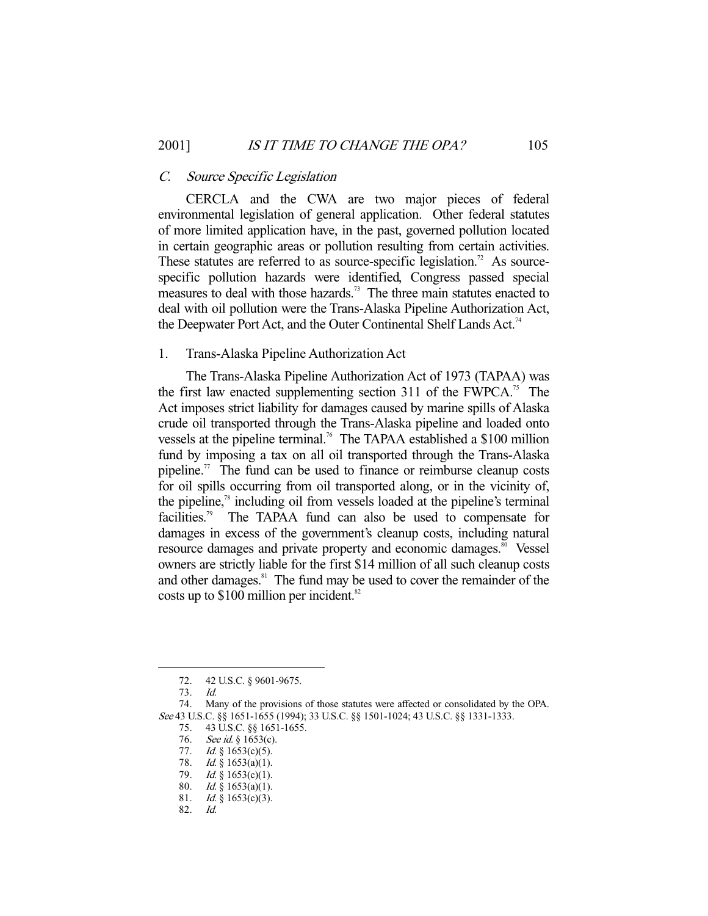### *C. Source Specific Legislation*

CERCLA and the CWA are two major pieces of federal environmental legislation of general application. Other federal statutes of more limited application have, in the past, governed pollution located in certain geographic areas or pollution resulting from certain activities. These statutes are referred to as source-specific legislation.[72] As source-specific pollution hazards were identified, Congress passed special measures to deal with those hazards.[73] The three main statutes enacted to deal with oil pollution were the Trans-Alaska Pipeline Authorization Act, the Deepwater Port Act, and the Outer Continental Shelf Lands Act.[74]

#### 1. Trans-Alaska Pipeline Authorization Act

The Trans-Alaska Pipeline Authorization Act of 1973 (TAPAA) was the first law enacted supplementing section 311 of the FWPCA.[75] The Act imposes strict liability for damages caused by marine spills of Alaska crude oil transported through the Trans-Alaska pipeline and loaded onto vessels at the pipeline terminal.[76] The TAPAA established a $100 million fund by imposing a tax on all oil transported through the Trans-Alaska pipeline.[77] The fund can be used to finance or reimburse cleanup costs for oil spills occurring from oil transported along, or in the vicinity of, the pipeline,[78] including oil from vessels loaded at the pipeline's terminal facilities.[79] The TAPAA fund can also be used to compensate for damages in excess of the government's cleanup costs, including natural resource damages and private property and economic damages.[80] Vessel owners are strictly liable for the first $14 million of all such cleanup costs and other damages.[81] The fund may be used to cover the remainder of the costs up to $100 million per incident.[82]

---

72. 42 U.S.C. § 9601-9675.

73. *Id.*

74. Many of the provisions of those statutes were affected or consolidated by the OPA. *See* 43 U.S.C. §§ 1651-1655 (1994); 33 U.S.C. §§ 1501-1024; 43 U.S.C. §§ 1331-1333.

75. 43 U.S.C. §§ 1651-1655.

76. *See id.* § 1653(c).

77. *Id.* § 1653(c)(5).

78. *Id.* § 1653(a)(1).

79. *Id.* § 1653(c)(1).

80. *Id.* § 1653(a)(1).

81. *Id.* § 1653(c)(3).

82. *Id.*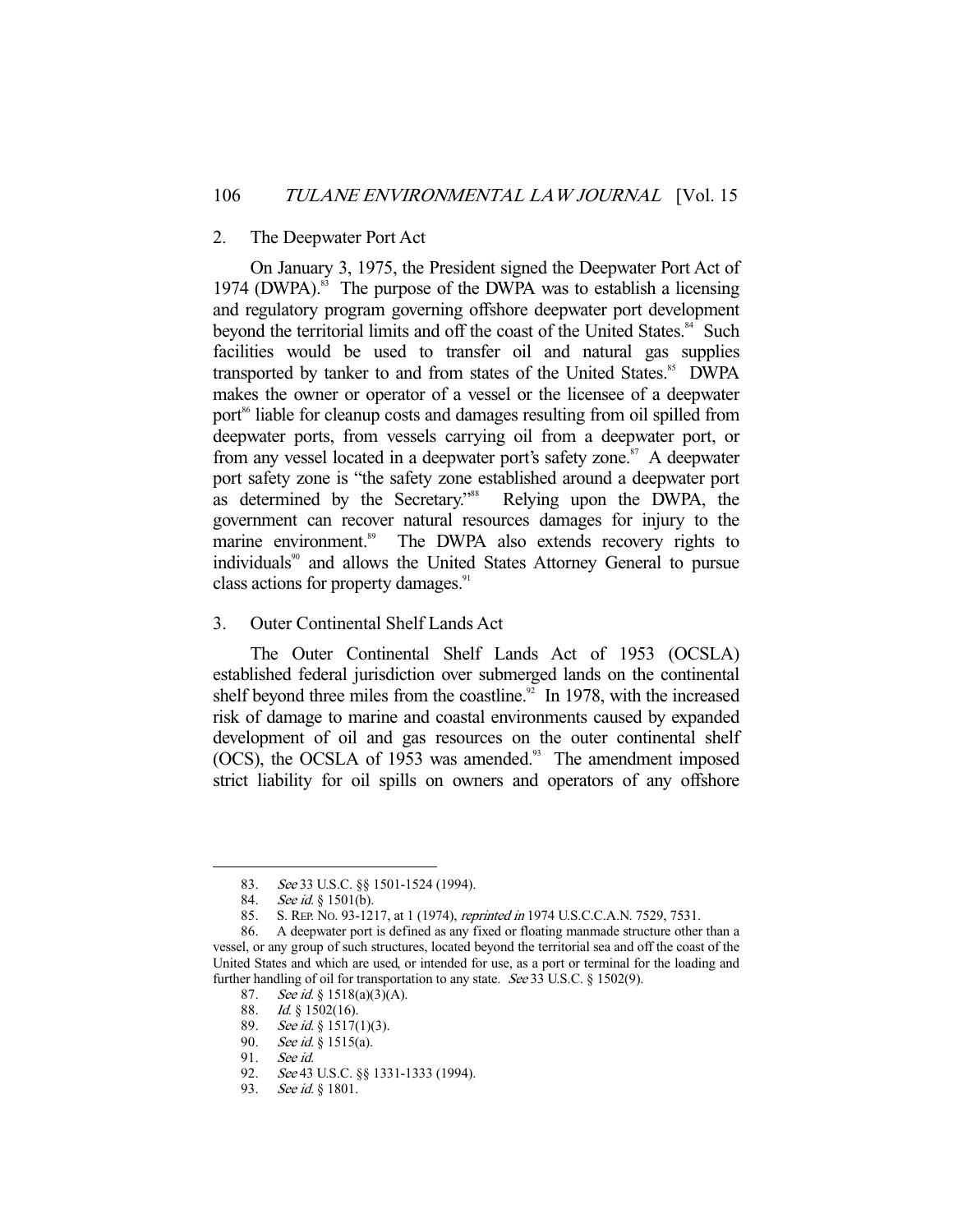### 2. The Deepwater Port Act

On January 3, 1975, the President signed the Deepwater Port Act of 1974 (DWPA).[83] The purpose of the DWPA was to establish a licensing and regulatory program governing offshore deepwater port development beyond the territorial limits and off the coast of the United States.[84] Such facilities would be used to transfer oil and natural gas supplies transported by tanker to and from states of the United States.[85] DWPA makes the owner or operator of a vessel or the licensee of a deepwater port[86] liable for cleanup costs and damages resulting from oil spilled from deepwater ports, from vessels carrying oil from a deepwater port, or from any vessel located in a deepwater port's safety zone.[87] A deepwater port safety zone is "the safety zone established around a deepwater port as determined by the Secretary."[88] Relying upon the DWPA, the government can recover natural resources damages for injury to the marine environment.[89] The DWPA also extends recovery rights to individuals[90] and allows the United States Attorney General to pursue class actions for property damages.[91]

### 3. Outer Continental Shelf Lands Act

The Outer Continental Shelf Lands Act of 1953 (OCSLA) established federal jurisdiction over submerged lands on the continental shelf beyond three miles from the coastline.[92] In 1978, with the increased risk of damage to marine and coastal environments caused by expanded development of oil and gas resources on the outer continental shelf (OCS), the OCSLA of 1953 was amended.[93] The amendment imposed strict liability for oil spills on owners and operators of any offshore

---

83. *See* 33 U.S.C. §§ 1501-1524 (1994).

84. *See id.* § 1501(b).

85. S. REP. NO. 93-1217, at 1 (1974), *reprinted in* 1974 U.S.C.C.A.N. 7529, 7531.

86. A deepwater port is defined as any fixed or floating manmade structure other than a vessel, or any group of such structures, located beyond the territorial sea and off the coast of the United States and which are used, or intended for use, as a port or terminal for the loading and further handling of oil for transportation to any state. *See* 33 U.S.C. § 1502(9).

87. *See id.* § 1518(a)(3)(A).

88. *Id.* § 1502(16).

89. *See id.* § 1517(1)(3).

90. *See id.* § 1515(a).

91. *See id.*

92. *See* 43 U.S.C. §§ 1331-1333 (1994).

93. *See id.* § 1801.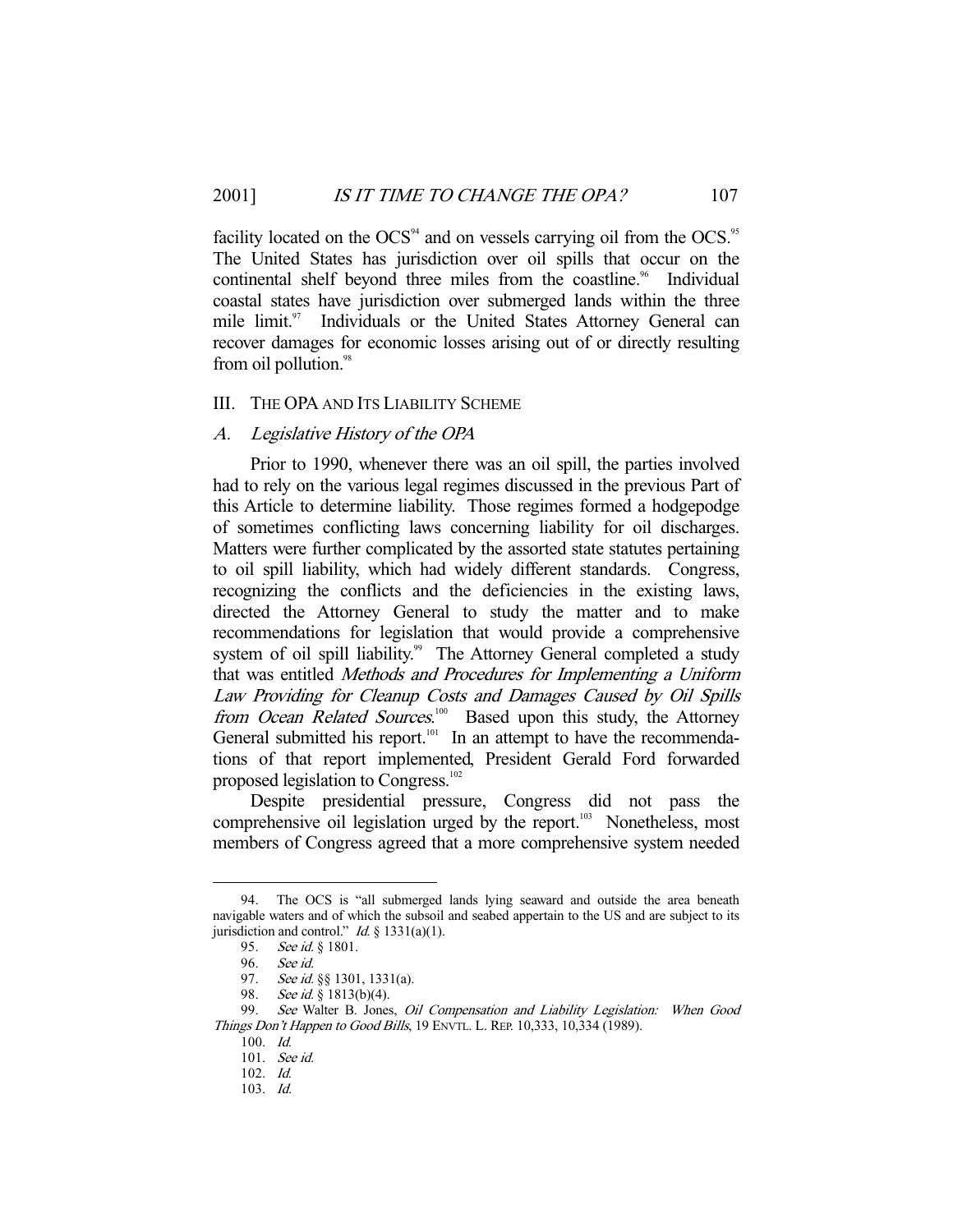facility located on the OCS[94] and on vessels carrying oil from the OCS.[95] The United States has jurisdiction over oil spills that occur on the continental shelf beyond three miles from the coastline.[96] Individual coastal states have jurisdiction over submerged lands within the three mile limit.[97] Individuals or the United States Attorney General can recover damages for economic losses arising out of or directly resulting from oil pollution.[98]

## III. The OPA and Its Liability Scheme

### A. *Legislative History of the OPA*

Prior to 1990, whenever there was an oil spill, the parties involved had to rely on the various legal regimes discussed in the previous Part of this Article to determine liability. Those regimes formed a hodgepodge of sometimes conflicting laws concerning liability for oil discharges. Matters were further complicated by the assorted state statutes pertaining to oil spill liability, which had widely different standards. Congress, recognizing the conflicts and the deficiencies in the existing laws, directed the Attorney General to study the matter and to make recommendations for legislation that would provide a comprehensive system of oil spill liability.[99] The Attorney General completed a study that was entitled *Methods and Procedures for Implementing a Uniform Law Providing for Cleanup Costs and Damages Caused by Oil Spills from Ocean Related Sources*.[100] Based upon this study, the Attorney General submitted his report.[101] In an attempt to have the recommendations of that report implemented, President Gerald Ford forwarded proposed legislation to Congress.[102]

Despite presidential pressure, Congress did not pass the comprehensive oil legislation urged by the report.[103] Nonetheless, most members of Congress agreed that a more comprehensive system needed

---

94. The OCS is "all submerged lands lying seaward and outside the area beneath navigable waters and of which the subsoil and seabed appertain to the US and are subject to its jurisdiction and control." *Id.* § 1331(a)(1).

95. *See id.* § 1801.

96. *See id.*

97. *See id.* §§ 1301, 1331(a).

98. *See id.* § 1813(b)(4).

99. *See* Walter B. Jones, *Oil Compensation and Liability Legislation: When Good Things Don't Happen to Good Bills*, 19 Envtl. L. Rep. 10,333, 10,334 (1989).

100. *Id.*

101. *See id.*

102. *Id.*

103. *Id.*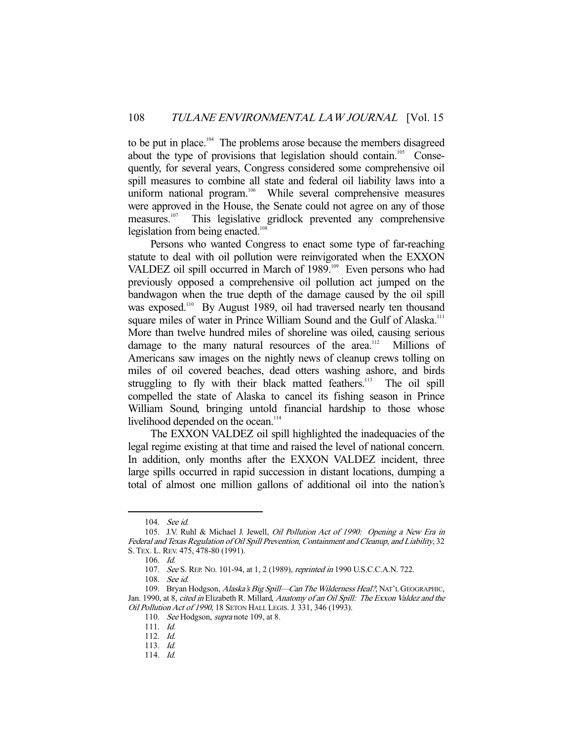to be put in place.[104] The problems arose because the members disagreed about the type of provisions that legislation should contain.[105] Consequently, for several years, Congress considered some comprehensive oil spill measures to combine all state and federal oil liability laws into a uniform national program.[106] While several comprehensive measures were approved in the House, the Senate could not agree on any of those measures.[107] This legislative gridlock prevented any comprehensive legislation from being enacted.[108]

Persons who wanted Congress to enact some type of far-reaching statute to deal with oil pollution were reinvigorated when the EXXON VALDEZ oil spill occurred in March of 1989.[109] Even persons who had previously opposed a comprehensive oil pollution act jumped on the bandwagon when the true depth of the damage caused by the oil spill was exposed.[110] By August 1989, oil had traversed nearly ten thousand square miles of water in Prince William Sound and the Gulf of Alaska.[111] More than twelve hundred miles of shoreline was oiled, causing serious damage to the many natural resources of the area.[112] Millions of Americans saw images on the nightly news of cleanup crews tolling on miles of oil covered beaches, dead otters washing ashore, and birds struggling to fly with their black matted feathers.[113] The oil spill compelled the state of Alaska to cancel its fishing season in Prince William Sound, bringing untold financial hardship to those whose livelihood depended on the ocean.[114]

The EXXON VALDEZ oil spill highlighted the inadequacies of the legal regime existing at that time and raised the level of national concern. In addition, only months after the EXXON VALDEZ incident, three large spills occurred in rapid succession in distant locations, dumping a total of almost one million gallons of additional oil into the nation's

---

104. *See id.*

105. J.V. Ruhl & Michael J. Jewell, *Oil Pollution Act of 1990: Opening a New Era in Federal and Texas Regulation of Oil Spill Prevention, Containment and Cleanup, and Liability*, 32 S. TEX. L. REV. 475, 478-80 (1991).

106. *Id.*

107. *See* S. REP. NO. 101-94, at 1, 2 (1989), *reprinted in* 1990 U.S.C.C.A.N. 722.

108. *See id.*

109. Bryan Hodgson, *Alaska's Big Spill—Can The Wilderness Heal?*, NAT'L GEOGRAPHIC, Jan. 1990, at 8, *cited in* Elizabeth R. Millard, *Anatomy of an Oil Spill: The Exxon Valdez and the Oil Pollution Act of 1990*, 18 SETON HALL LEGIS. J. 331, 346 (1993).

110. *See* Hodgson, *supra* note 109, at 8.

111. *Id.*

112. *Id.*

113. *Id.*

114. *Id.*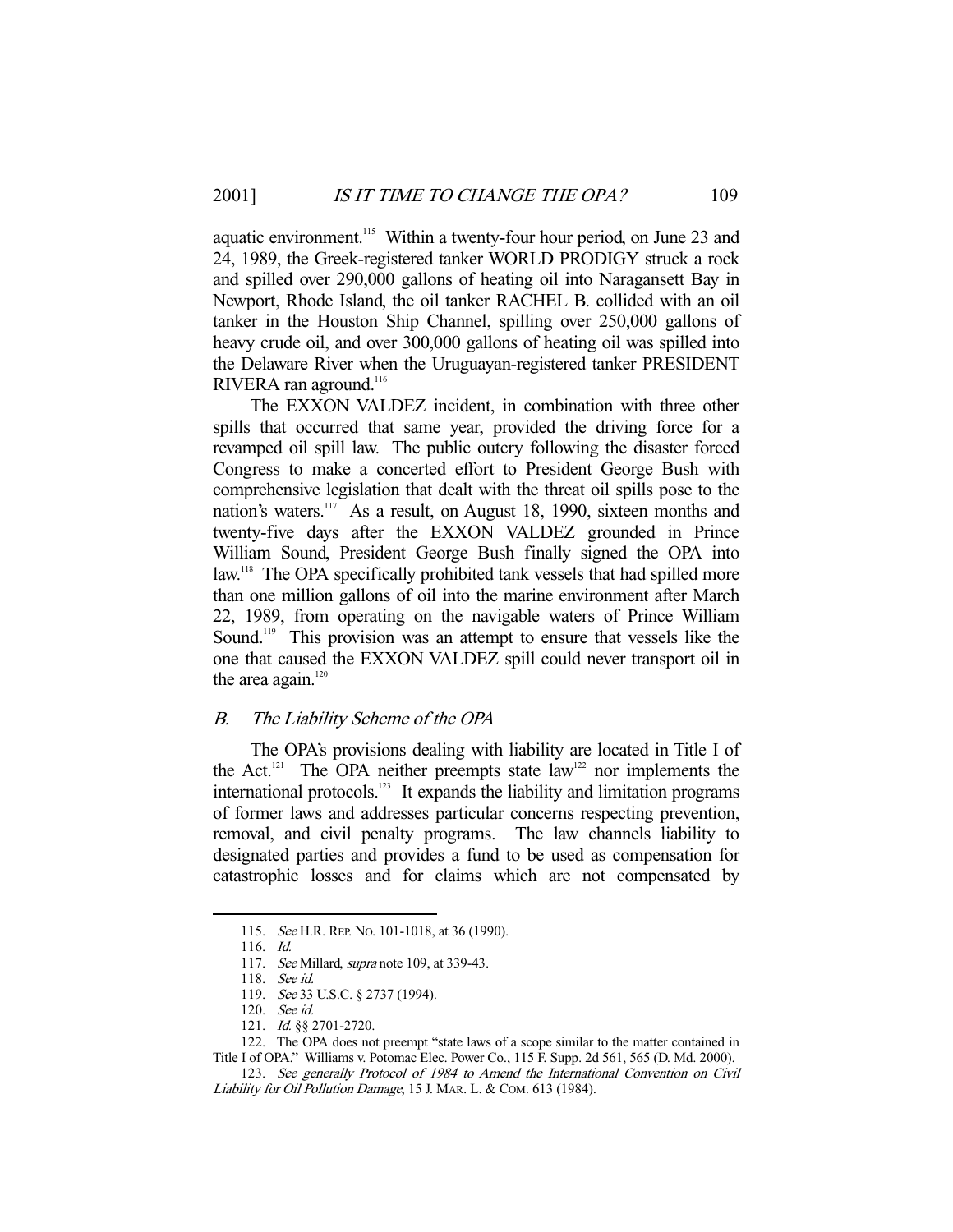aquatic environment.[115] Within a twenty-four hour period, on June 23 and 24, 1989, the Greek-registered tanker WORLD PRODIGY struck a rock and spilled over 290,000 gallons of heating oil into Naragansett Bay in Newport, Rhode Island, the oil tanker RACHEL B. collided with an oil tanker in the Houston Ship Channel, spilling over 250,000 gallons of heavy crude oil, and over 300,000 gallons of heating oil was spilled into the Delaware River when the Uruguayan-registered tanker PRESIDENT RIVERA ran aground.[116]

The EXXON VALDEZ incident, in combination with three other spills that occurred that same year, provided the driving force for a revamped oil spill law. The public outcry following the disaster forced Congress to make a concerted effort to President George Bush with comprehensive legislation that dealt with the threat oil spills pose to the nation's waters.[117] As a result, on August 18, 1990, sixteen months and twenty-five days after the EXXON VALDEZ grounded in Prince William Sound, President George Bush finally signed the OPA into law.[118] The OPA specifically prohibited tank vessels that had spilled more than one million gallons of oil into the marine environment after March 22, 1989, from operating on the navigable waters of Prince William Sound.[119] This provision was an attempt to ensure that vessels like the one that caused the EXXON VALDEZ spill could never transport oil in the area again.[120]

### B. *The Liability Scheme of the OPA*

The OPA's provisions dealing with liability are located in Title I of the Act.[121] The OPA neither preempts state law[122] nor implements the international protocols.[123] It expands the liability and limitation programs of former laws and addresses particular concerns respecting prevention, removal, and civil penalty programs. The law channels liability to designated parties and provides a fund to be used as compensation for catastrophic losses and for claims which are not compensated by

---

115. *See* H.R. REP. NO. 101-1018, at 36 (1990).

116. *Id.*

117. *See* Millard, *supra* note 109, at 339-43.

118. *See id.*

119. *See* 33 U.S.C. § 2737 (1994).

120. *See id.*

121. *Id.* §§ 2701-2720.

122. The OPA does not preempt "state laws of a scope similar to the matter contained in Title I of OPA." Williams v. Potomac Elec. Power Co., 115 F. Supp. 2d 561, 565 (D. Md. 2000).

123. *See generally Protocol of 1984 to Amend the International Convention on Civil Liability for Oil Pollution Damage*, 15 J. MAR. L. & COM. 613 (1984).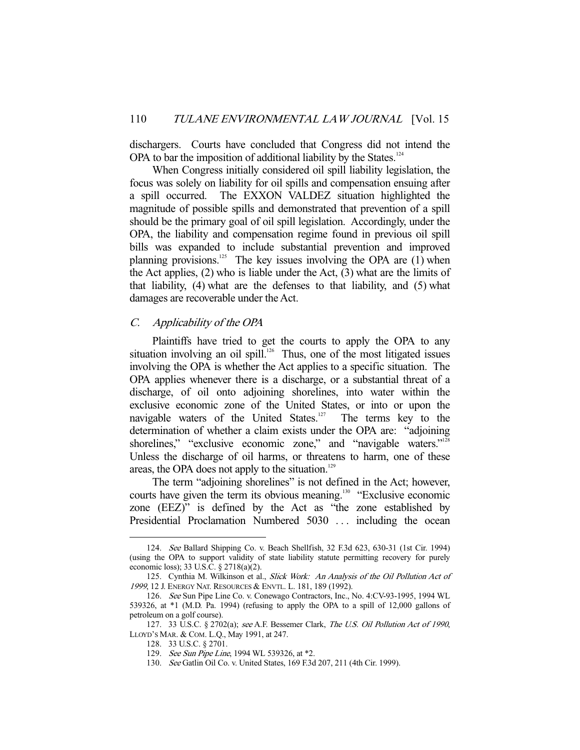dischargers. Courts have concluded that Congress did not intend the OPA to bar the imposition of additional liability by the States.[124]

When Congress initially considered oil spill liability legislation, the focus was solely on liability for oil spills and compensation ensuing after a spill occurred. The EXXON VALDEZ situation highlighted the magnitude of possible spills and demonstrated that prevention of a spill should be the primary goal of oil spill legislation. Accordingly, under the OPA, the liability and compensation regime found in previous oil spill bills was expanded to include substantial prevention and improved planning provisions.[125] The key issues involving the OPA are (1) when the Act applies, (2) who is liable under the Act, (3) what are the limits of that liability, (4) what are the defenses to that liability, and (5) what damages are recoverable under the Act.

### *C. Applicability of the OPA*

Plaintiffs have tried to get the courts to apply the OPA to any situation involving an oil spill.[126] Thus, one of the most litigated issues involving the OPA is whether the Act applies to a specific situation. The OPA applies whenever there is a discharge, or a substantial threat of a discharge, of oil onto adjoining shorelines, into water within the exclusive economic zone of the United States, or into or upon the navigable waters of the United States.[127] The terms key to the determination of whether a claim exists under the OPA are: "adjoining shorelines," "exclusive economic zone," and "navigable waters."[128] Unless the discharge of oil harms, or threatens to harm, one of these areas, the OPA does not apply to the situation.[129]

The term "adjoining shorelines" is not defined in the Act; however, courts have given the term its obvious meaning.[130] "Exclusive economic zone (EEZ)" is defined by the Act as "the zone established by Presidential Proclamation Numbered 5030 . . . including the ocean

---

124. *See* Ballard Shipping Co. v. Beach Shellfish, 32 F.3d 623, 630-31 (1st Cir. 1994) (using the OPA to support validity of state liability statute permitting recovery for purely economic loss); 33 U.S.C. § 2718(a)(2).

125. Cynthia M. Wilkinson et al., *Slick Work: An Analysis of the Oil Pollution Act of 1999*, 12 J. ENERGY NAT. RESOURCES & ENVTL. L. 181, 189 (1992).

126. *See* Sun Pipe Line Co. v. Conewago Contractors, Inc., No. 4:CV-93-1995, 1994 WL 539326, at *1 (M.D. Pa. 1994) (refusing to apply the OPA to a spill of 12,000 gallons of petroleum on a golf course).

127. 33 U.S.C. § 2702(a); *see* A.F. Bessemer Clark, *The U.S. Oil Pollution Act of 1990*, LLOYD'S MAR. & COM. L.Q., May 1991, at 247.

128. 33 U.S.C. § 2701.

129. *See Sun Pipe Line*, 1994 WL 539326, at *2.

130. *See* Gatlin Oil Co. v. United States, 169 F.3d 207, 211 (4th Cir. 1999).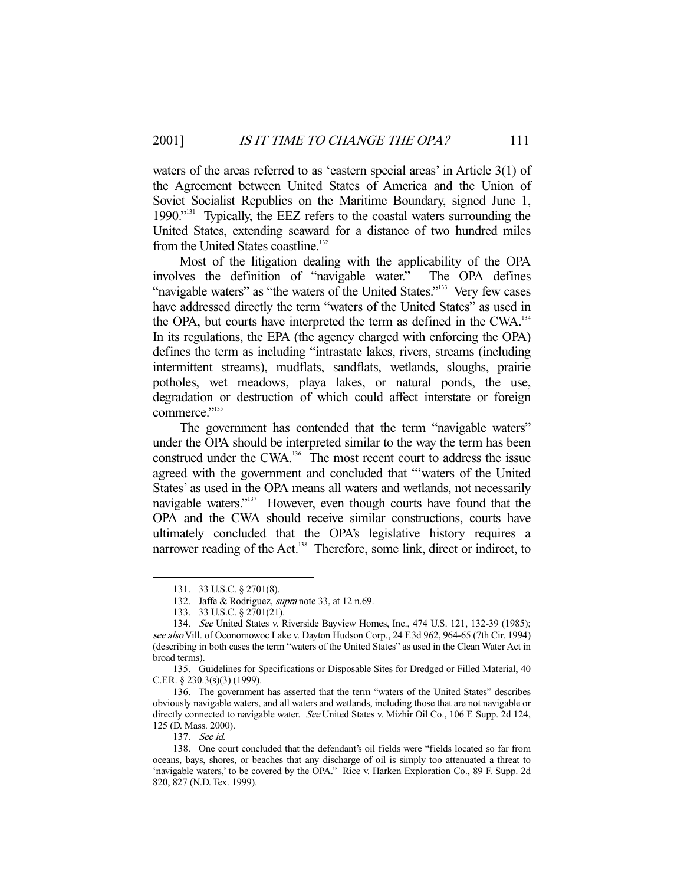waters of the areas referred to as 'eastern special areas' in Article 3(1) of the Agreement between United States of America and the Union of Soviet Socialist Republics on the Maritime Boundary, signed June 1, 1990."[131] Typically, the EEZ refers to the coastal waters surrounding the United States, extending seaward for a distance of two hundred miles from the United States coastline.[132]

Most of the litigation dealing with the applicability of the OPA involves the definition of "navigable water." The OPA defines "navigable waters" as "the waters of the United States."[133] Very few cases have addressed directly the term "waters of the United States" as used in the OPA, but courts have interpreted the term as defined in the CWA.[134] In its regulations, the EPA (the agency charged with enforcing the OPA) defines the term as including "intrastate lakes, rivers, streams (including intermittent streams), mudflats, sandflats, wetlands, sloughs, prairie potholes, wet meadows, playa lakes, or natural ponds, the use, degradation or destruction of which could affect interstate or foreign commerce."[135]

The government has contended that the term "navigable waters" under the OPA should be interpreted similar to the way the term has been construed under the CWA.[136] The most recent court to address the issue agreed with the government and concluded that "'waters of the United States' as used in the OPA means all waters and wetlands, not necessarily navigable waters."[137] However, even though courts have found that the OPA and the CWA should receive similar constructions, courts have ultimately concluded that the OPA's legislative history requires a narrower reading of the Act.[138] Therefore, some link, direct or indirect, to

---

131. 33 U.S.C. § 2701(8).

132. Jaffe & Rodriguez, *supra* note 33, at 12 n.69.

133. 33 U.S.C. § 2701(21).

134. *See* United States v. Riverside Bayview Homes, Inc., 474 U.S. 121, 132-39 (1985); *see also* Vill. of Oconomowoc Lake v. Dayton Hudson Corp., 24 F.3d 962, 964-65 (7th Cir. 1994) (describing in both cases the term "waters of the United States" as used in the Clean Water Act in broad terms).

135. Guidelines for Specifications or Disposable Sites for Dredged or Filled Material, 40 C.F.R. § 230.3(s)(3) (1999).

136. The government has asserted that the term "waters of the United States" describes obviously navigable waters, and all waters and wetlands, including those that are not navigable or directly connected to navigable water. *See* United States v. Mizhir Oil Co., 106 F. Supp. 2d 124, 125 (D. Mass. 2000).

137. *See id.*

138. One court concluded that the defendant's oil fields were "fields located so far from oceans, bays, shores, or beaches that any discharge of oil is simply too attenuated a threat to 'navigable waters,' to be covered by the OPA." Rice v. Harken Exploration Co., 89 F. Supp. 2d 820, 827 (N.D. Tex. 1999).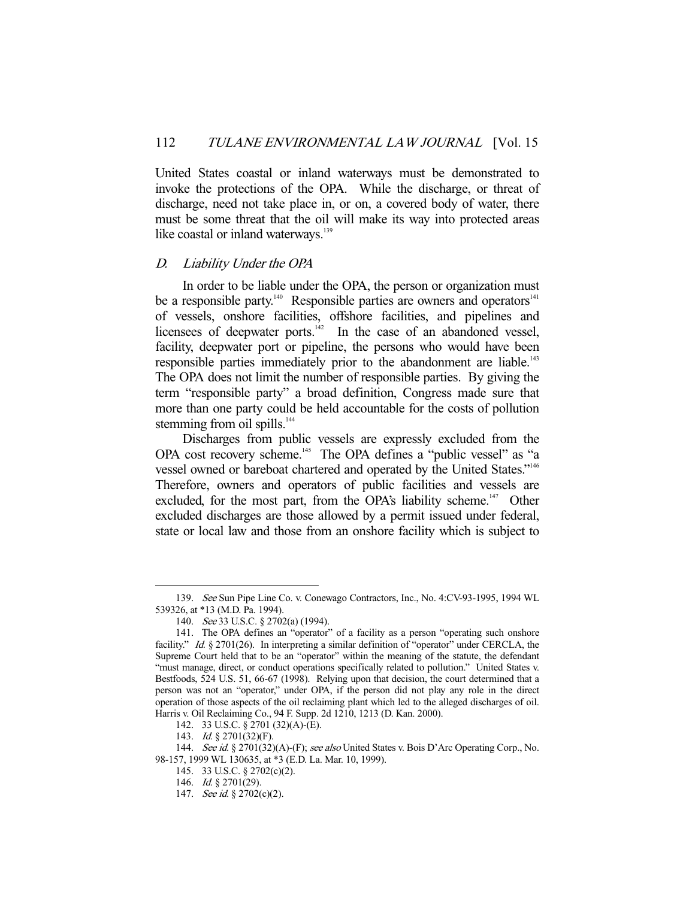United States coastal or inland waterways must be demonstrated to invoke the protections of the OPA. While the discharge, or threat of discharge, need not take place in, or on, a covered body of water, there must be some threat that the oil will make its way into protected areas like coastal or inland waterways.[139]

### *D. Liability Under the OPA*

In order to be liable under the OPA, the person or organization must be a responsible party.[140] Responsible parties are owners and operators[141] of vessels, onshore facilities, offshore facilities, and pipelines and licensees of deepwater ports.[142] In the case of an abandoned vessel, facility, deepwater port or pipeline, the persons who would have been responsible parties immediately prior to the abandonment are liable.[143] The OPA does not limit the number of responsible parties. By giving the term "responsible party" a broad definition, Congress made sure that more than one party could be held accountable for the costs of pollution stemming from oil spills.[144]

Discharges from public vessels are expressly excluded from the OPA cost recovery scheme.[145] The OPA defines a "public vessel" as "a vessel owned or bareboat chartered and operated by the United States."[146] Therefore, owners and operators of public facilities and vessels are excluded, for the most part, from the OPA's liability scheme.[147] Other excluded discharges are those allowed by a permit issued under federal, state or local law and those from an onshore facility which is subject to

---

139. *See* Sun Pipe Line Co. v. Conewago Contractors, Inc., No. 4:CV-93-1995, 1994 WL 539326, at *13 (M.D. Pa. 1994).

140. *See* 33 U.S.C. § 2702(a) (1994).

141. The OPA defines an "operator" of a facility as a person "operating such onshore facility." *Id.* § 2701(26). In interpreting a similar definition of "operator" under CERCLA, the Supreme Court held that to be an "operator" within the meaning of the statute, the defendant "must manage, direct, or conduct operations specifically related to pollution." United States v. Bestfoods, 524 U.S. 51, 66-67 (1998). Relying upon that decision, the court determined that a person was not an "operator," under OPA, if the person did not play any role in the direct operation of those aspects of the oil reclaiming plant which led to the alleged discharges of oil. Harris v. Oil Reclaiming Co., 94 F. Supp. 2d 1210, 1213 (D. Kan. 2000).

142. 33 U.S.C. § 2701 (32)(A)-(E).

143. *Id.* § 2701(32)(F).

144. *See id.* § 2701(32)(A)-(F); *see also* United States v. Bois D'Arc Operating Corp., No. 98-157, 1999 WL 130635, at *3 (E.D. La. Mar. 10, 1999).

145. 33 U.S.C. § 2702(c)(2).

146. *Id.* § 2701(29).

147. *See id.* § 2702(c)(2).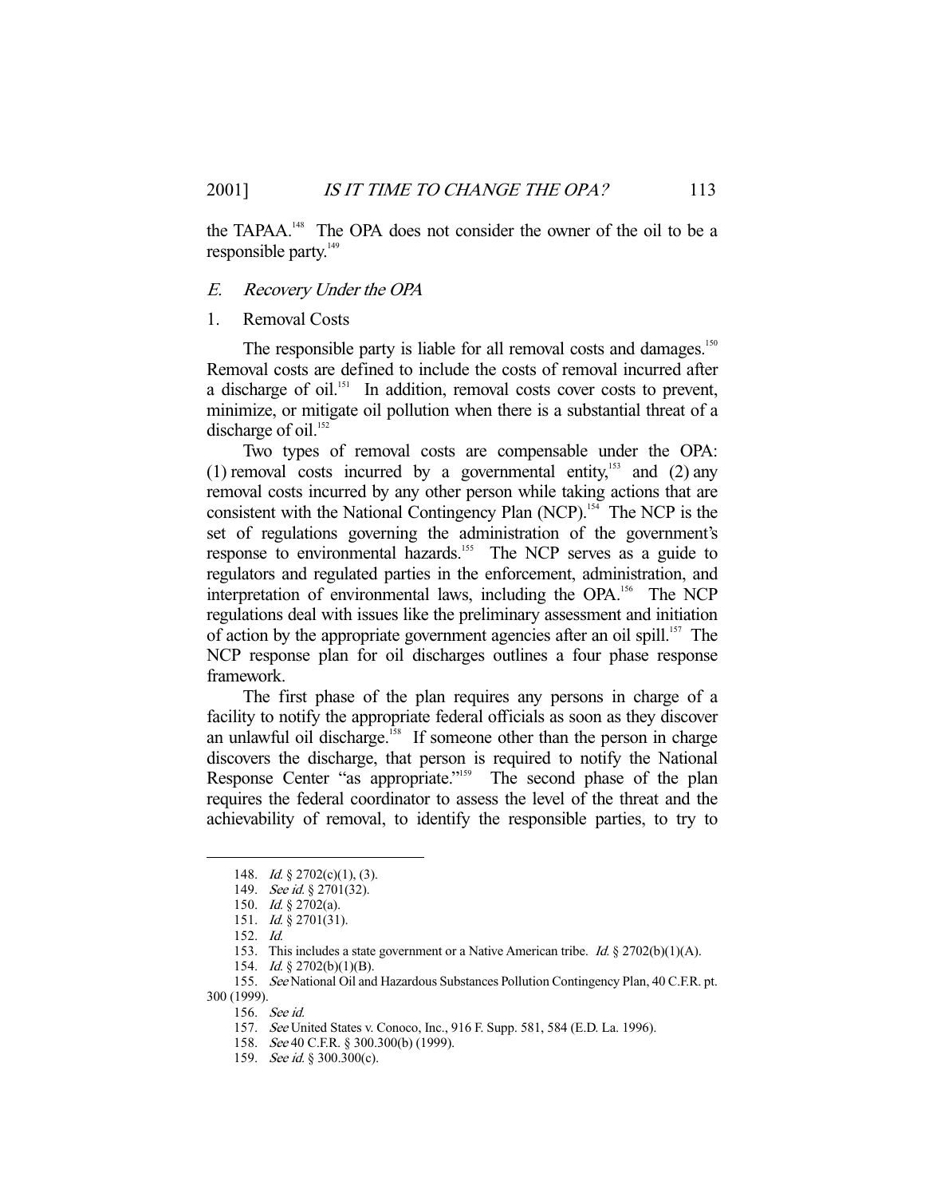the TAPAA.[148] The OPA does not consider the owner of the oil to be a responsible party.[149]

### *E. Recovery Under the OPA*

#### 1. Removal Costs

The responsible party is liable for all removal costs and damages.[150] Removal costs are defined to include the costs of removal incurred after a discharge of oil.[151] In addition, removal costs cover costs to prevent, minimize, or mitigate oil pollution when there is a substantial threat of a discharge of oil.[152]

Two types of removal costs are compensable under the OPA: (1) removal costs incurred by a governmental entity,[153] and (2) any removal costs incurred by any other person while taking actions that are consistent with the National Contingency Plan (NCP).[154] The NCP is the set of regulations governing the administration of the government's response to environmental hazards.[155] The NCP serves as a guide to regulators and regulated parties in the enforcement, administration, and interpretation of environmental laws, including the OPA.[156] The NCP regulations deal with issues like the preliminary assessment and initiation of action by the appropriate government agencies after an oil spill.[157] The NCP response plan for oil discharges outlines a four phase response framework.

The first phase of the plan requires any persons in charge of a facility to notify the appropriate federal officials as soon as they discover an unlawful oil discharge.[158] If someone other than the person in charge discovers the discharge, that person is required to notify the National Response Center "as appropriate."[159] The second phase of the plan requires the federal coordinator to assess the level of the threat and the achievability of removal, to identify the responsible parties, to try to

---

148. *Id.* § 2702(c)(1), (3).

149. *See id.* § 2701(32).

150. *Id.* § 2702(a).

151. *Id.* § 2701(31).

152. *Id.*

153. This includes a state government or a Native American tribe. *Id.* § 2702(b)(1)(A).

154. *Id.* § 2702(b)(1)(B).

155. *See* National Oil and Hazardous Substances Pollution Contingency Plan, 40 C.F.R. pt. 300 (1999).

156. *See id.*

157. *See* United States v. Conoco, Inc., 916 F. Supp. 581, 584 (E.D. La. 1996).

158. *See* 40 C.F.R. § 300.300(b) (1999).

159. *See id.* § 300.300(c).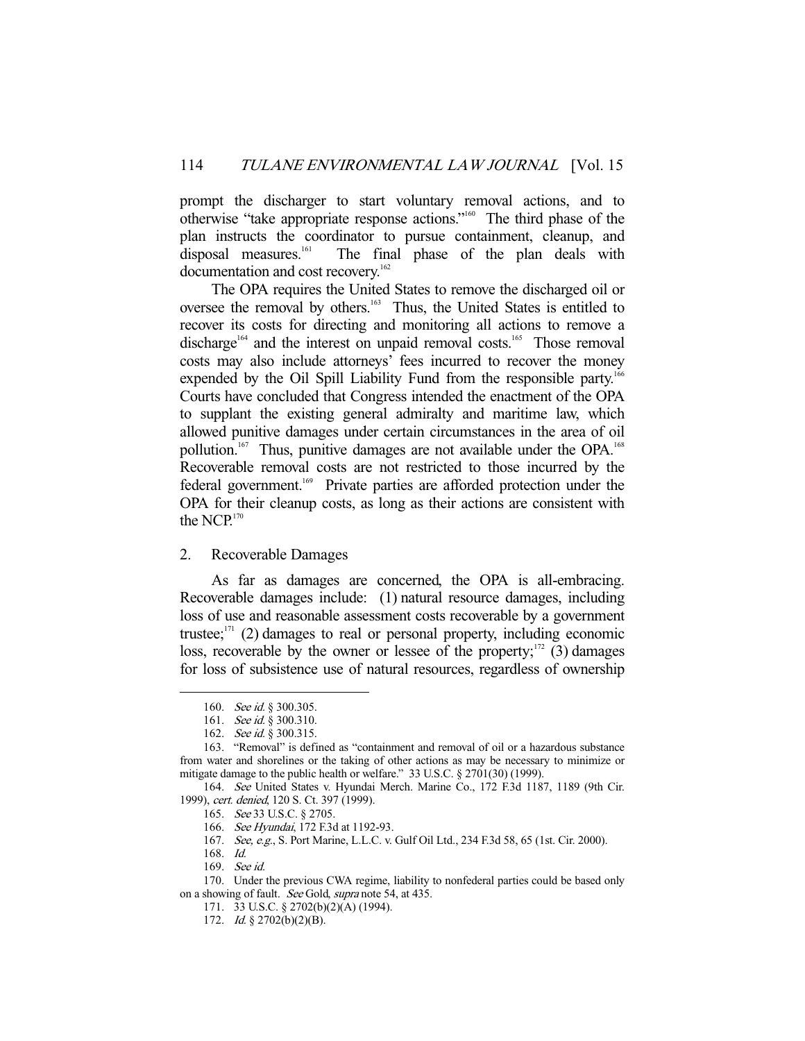prompt the discharger to start voluntary removal actions, and to otherwise "take appropriate response actions."[160] The third phase of the plan instructs the coordinator to pursue containment, cleanup, and disposal measures.[161] The final phase of the plan deals with documentation and cost recovery.[162]

The OPA requires the United States to remove the discharged oil or oversee the removal by others.[163] Thus, the United States is entitled to recover its costs for directing and monitoring all actions to remove a discharge[164] and the interest on unpaid removal costs.[165] Those removal costs may also include attorneys' fees incurred to recover the money expended by the Oil Spill Liability Fund from the responsible party.[166] Courts have concluded that Congress intended the enactment of the OPA to supplant the existing general admiralty and maritime law, which allowed punitive damages under certain circumstances in the area of oil pollution.[167] Thus, punitive damages are not available under the OPA.[168] Recoverable removal costs are not restricted to those incurred by the federal government.[169] Private parties are afforded protection under the OPA for their cleanup costs, as long as their actions are consistent with the NCP.[170]

## 2. Recoverable Damages

As far as damages are concerned, the OPA is all-embracing. Recoverable damages include: (1) natural resource damages, including loss of use and reasonable assessment costs recoverable by a government trustee;[171] (2) damages to real or personal property, including economic loss, recoverable by the owner or lessee of the property;[172] (3) damages for loss of subsistence use of natural resources, regardless of ownership

---

160. *See id.* § 300.305.

161. *See id.* § 300.310.

162. *See id.* § 300.315.

163. "Removal" is defined as "containment and removal of oil or a hazardous substance from water and shorelines or the taking of other actions as may be necessary to minimize or mitigate damage to the public health or welfare." 33 U.S.C. § 2701(30) (1999).

164. *See* United States v. Hyundai Merch. Marine Co., 172 F.3d 1187, 1189 (9th Cir. 1999), *cert. denied*, 120 S. Ct. 397 (1999).

165. *See* 33 U.S.C. § 2705.

166. *See Hyundai*, 172 F.3d at 1192-93.

167. *See, e.g.*, S. Port Marine, L.L.C. v. Gulf Oil Ltd., 234 F.3d 58, 65 (1st. Cir. 2000).

168. *Id.*

169. *See id.*

170. Under the previous CWA regime, liability to nonfederal parties could be based only on a showing of fault. *See* Gold, *supra* note 54, at 435.

171. 33 U.S.C. § 2702(b)(2)(A) (1994).

172. *Id.* § 2702(b)(2)(B).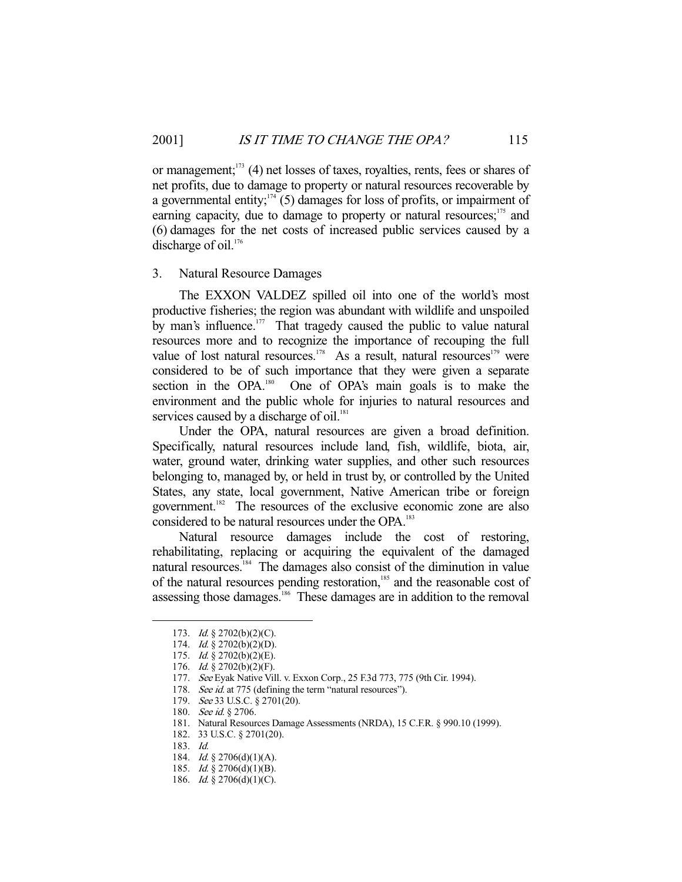or management;[173] (4) net losses of taxes, royalties, rents, fees or shares of net profits, due to damage to property or natural resources recoverable by a governmental entity;[174] (5) damages for loss of profits, or impairment of earning capacity, due to damage to property or natural resources;[175] and (6) damages for the net costs of increased public services caused by a discharge of oil.[176]

### 3. Natural Resource Damages

The EXXON VALDEZ spilled oil into one of the world's most productive fisheries; the region was abundant with wildlife and unspoiled by man's influence.[177] That tragedy caused the public to value natural resources more and to recognize the importance of recouping the full value of lost natural resources.[178] As a result, natural resources[179] were considered to be of such importance that they were given a separate section in the OPA.[180] One of OPA's main goals is to make the environment and the public whole for injuries to natural resources and services caused by a discharge of oil.[181]

Under the OPA, natural resources are given a broad definition. Specifically, natural resources include land, fish, wildlife, biota, air, water, ground water, drinking water supplies, and other such resources belonging to, managed by, or held in trust by, or controlled by the United States, any state, local government, Native American tribe or foreign government.[182] The resources of the exclusive economic zone are also considered to be natural resources under the OPA.[183]

Natural resource damages include the cost of restoring, rehabilitating, replacing or acquiring the equivalent of the damaged natural resources.[184] The damages also consist of the diminution in value of the natural resources pending restoration,[185] and the reasonable cost of assessing those damages.[186] These damages are in addition to the removal

---

173. *Id.* § 2702(b)(2)(C).
174. *Id.* § 2702(b)(2)(D).
175. *Id.* § 2702(b)(2)(E).
176. *Id.* § 2702(b)(2)(F).
177. *See* Eyak Native Vill. v. Exxon Corp., 25 F.3d 773, 775 (9th Cir. 1994).
178. *See id.* at 775 (defining the term "natural resources").
179. *See* 33 U.S.C. § 2701(20).
180. *See id.* § 2706.
181. Natural Resources Damage Assessments (NRDA), 15 C.F.R. § 990.10 (1999).
182. 33 U.S.C. § 2701(20).
183. *Id.*
184. *Id.* § 2706(d)(1)(A).
185. *Id.* § 2706(d)(1)(B).
186. *Id.* § 2706(d)(1)(C).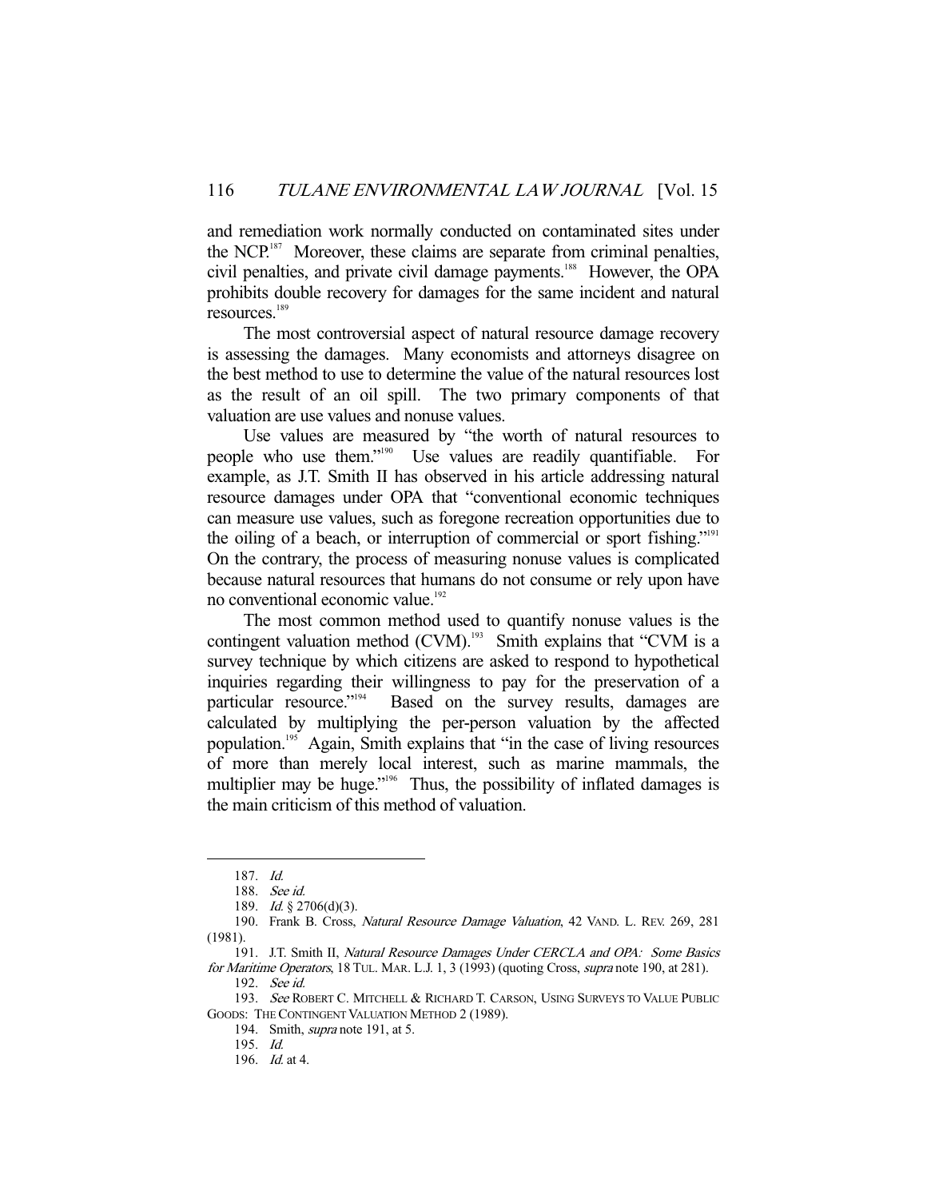and remediation work normally conducted on contaminated sites under the NCP.[187] Moreover, these claims are separate from criminal penalties, civil penalties, and private civil damage payments.[188] However, the OPA prohibits double recovery for damages for the same incident and natural resources.[189]

The most controversial aspect of natural resource damage recovery is assessing the damages. Many economists and attorneys disagree on the best method to use to determine the value of the natural resources lost as the result of an oil spill. The two primary components of that valuation are use values and nonuse values.

Use values are measured by "the worth of natural resources to people who use them."[190] Use values are readily quantifiable. For example, as J.T. Smith II has observed in his article addressing natural resource damages under OPA that "conventional economic techniques can measure use values, such as foregone recreation opportunities due to the oiling of a beach, or interruption of commercial or sport fishing."[191] On the contrary, the process of measuring nonuse values is complicated because natural resources that humans do not consume or rely upon have no conventional economic value.[192]

The most common method used to quantify nonuse values is the contingent valuation method (CVM).[193] Smith explains that "CVM is a survey technique by which citizens are asked to respond to hypothetical inquiries regarding their willingness to pay for the preservation of a particular resource."[194] Based on the survey results, damages are calculated by multiplying the per-person valuation by the affected population.[195] Again, Smith explains that "in the case of living resources of more than merely local interest, such as marine mammals, the multiplier may be huge."[196] Thus, the possibility of inflated damages is the main criticism of this method of valuation.

---

187. *Id.*

188. *See id.*

189. *Id.* § 2706(d)(3).

190. Frank B. Cross, *Natural Resource Damage Valuation*, 42 VAND. L. REV. 269, 281 (1981).

191. J.T. Smith II, *Natural Resource Damages Under CERCLA and OPA: Some Basics for Maritime Operators*, 18 TUL. MAR. L.J. 1, 3 (1993) (quoting Cross, *supra* note 190, at 281).

192. *See id.*

193. *See* ROBERT C. MITCHELL & RICHARD T. CARSON, USING SURVEYS TO VALUE PUBLIC GOODS: THE CONTINGENT VALUATION METHOD 2 (1989).

194. Smith, *supra* note 191, at 5.

195. *Id.*

196. *Id.* at 4.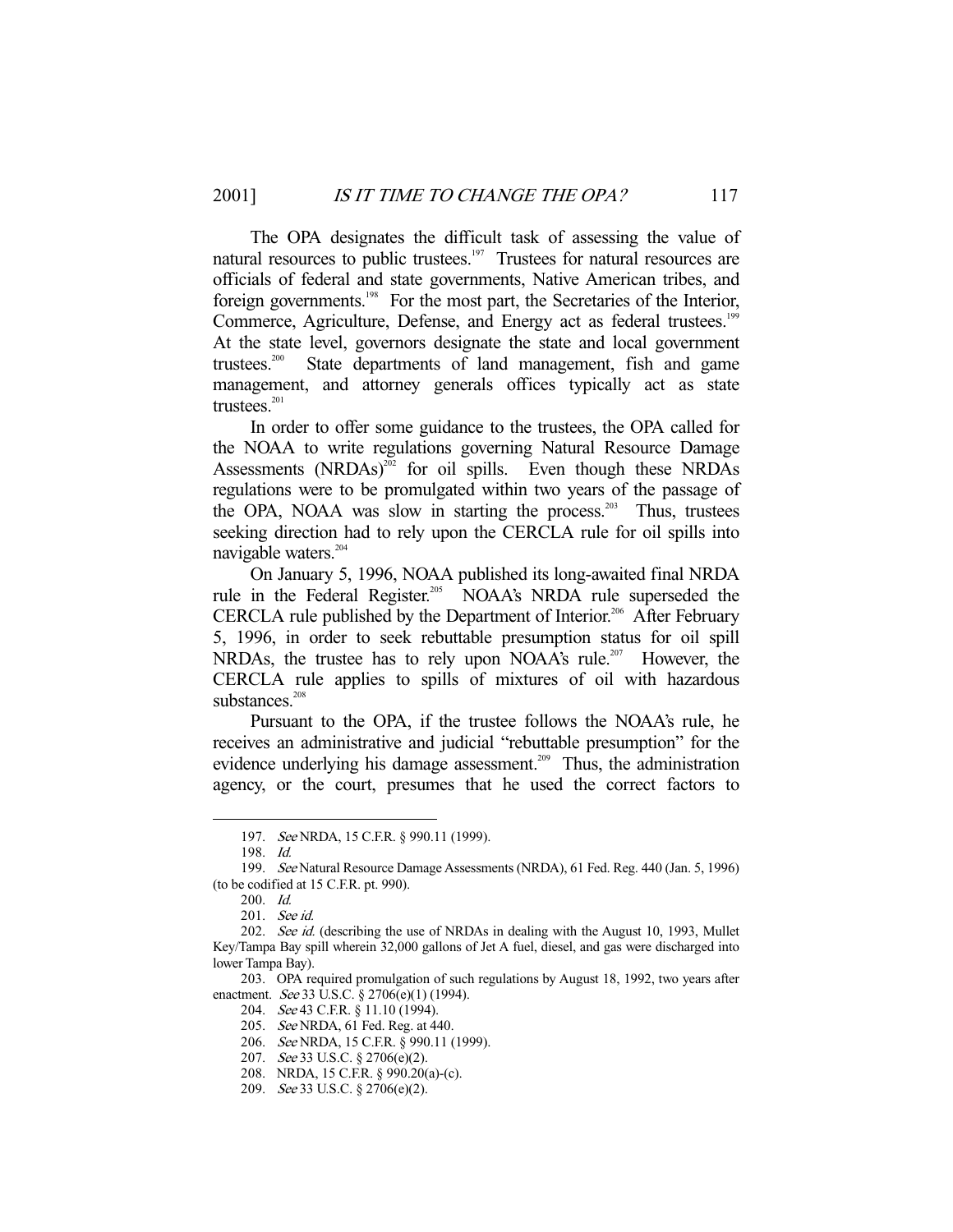The OPA designates the difficult task of assessing the value of natural resources to public trustees.[197] Trustees for natural resources are officials of federal and state governments, Native American tribes, and foreign governments.[198] For the most part, the Secretaries of the Interior, Commerce, Agriculture, Defense, and Energy act as federal trustees.[199] At the state level, governors designate the state and local government trustees.[200] State departments of land management, fish and game management, and attorney generals offices typically act as state trustees.[201]

In order to offer some guidance to the trustees, the OPA called for the NOAA to write regulations governing Natural Resource Damage Assessments (NRDAs)[202] for oil spills. Even though these NRDAs regulations were to be promulgated within two years of the passage of the OPA, NOAA was slow in starting the process.[203] Thus, trustees seeking direction had to rely upon the CERCLA rule for oil spills into navigable waters.[204]

On January 5, 1996, NOAA published its long-awaited final NRDA rule in the Federal Register.[205] NOAA's NRDA rule superseded the CERCLA rule published by the Department of Interior.[206] After February 5, 1996, in order to seek rebuttable presumption status for oil spill NRDAs, the trustee has to rely upon NOAA's rule.[207] However, the CERCLA rule applies to spills of mixtures of oil with hazardous substances.[208]

Pursuant to the OPA, if the trustee follows the NOAA's rule, he receives an administrative and judicial "rebuttable presumption" for the evidence underlying his damage assessment.[209] Thus, the administration agency, or the court, presumes that he used the correct factors to

---

197. *See* NRDA, 15 C.F.R. § 990.11 (1999).

198. *Id.*

199. *See* Natural Resource Damage Assessments (NRDA), 61 Fed. Reg. 440 (Jan. 5, 1996) (to be codified at 15 C.F.R. pt. 990).

200. *Id.*

201. *See id.*

202. *See id.* (describing the use of NRDAs in dealing with the August 10, 1993, Mullet Key/Tampa Bay spill wherein 32,000 gallons of Jet A fuel, diesel, and gas were discharged into lower Tampa Bay).

203. OPA required promulgation of such regulations by August 18, 1992, two years after enactment. *See* 33 U.S.C. § 2706(e)(1) (1994).

204. *See* 43 C.F.R. § 11.10 (1994).

205. *See* NRDA, 61 Fed. Reg. at 440.

206. *See* NRDA, 15 C.F.R. § 990.11 (1999).

207. *See* 33 U.S.C. § 2706(e)(2).

208. NRDA, 15 C.F.R. § 990.20(a)-(c).

209. *See* 33 U.S.C. § 2706(e)(2).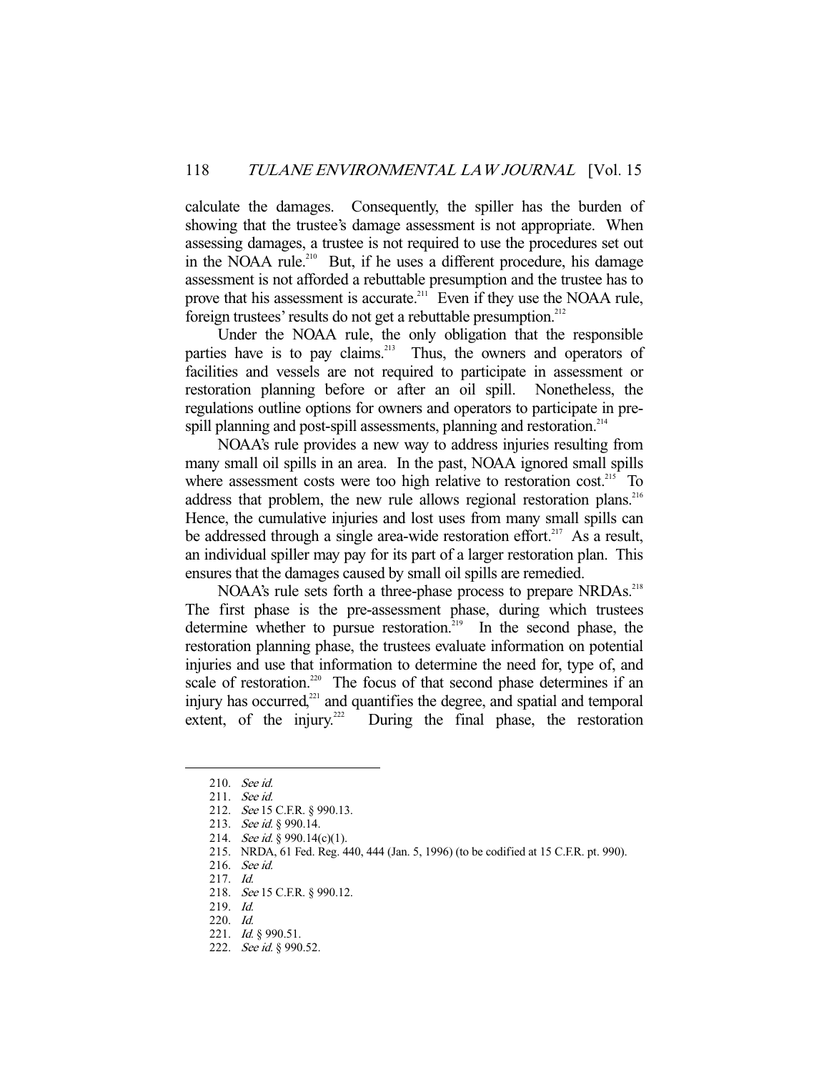calculate the damages. Consequently, the spiller has the burden of showing that the trustee's damage assessment is not appropriate. When assessing damages, a trustee is not required to use the procedures set out in the NOAA rule.[210] But, if he uses a different procedure, his damage assessment is not afforded a rebuttable presumption and the trustee has to prove that his assessment is accurate.[211] Even if they use the NOAA rule, foreign trustees' results do not get a rebuttable presumption.[212]

Under the NOAA rule, the only obligation that the responsible parties have is to pay claims.[213] Thus, the owners and operators of facilities and vessels are not required to participate in assessment or restoration planning before or after an oil spill. Nonetheless, the regulations outline options for owners and operators to participate in pre-spill planning and post-spill assessments, planning and restoration.[214]

NOAA's rule provides a new way to address injuries resulting from many small oil spills in an area. In the past, NOAA ignored small spills where assessment costs were too high relative to restoration cost.[215] To address that problem, the new rule allows regional restoration plans.[216] Hence, the cumulative injuries and lost uses from many small spills can be addressed through a single area-wide restoration effort.[217] As a result, an individual spiller may pay for its part of a larger restoration plan. This ensures that the damages caused by small oil spills are remedied.

NOAA's rule sets forth a three-phase process to prepare NRDAs.[218] The first phase is the pre-assessment phase, during which trustees determine whether to pursue restoration.[219] In the second phase, the restoration planning phase, the trustees evaluate information on potential injuries and use that information to determine the need for, type of, and scale of restoration.[220] The focus of that second phase determines if an injury has occurred,[221] and quantifies the degree, and spatial and temporal extent, of the injury.[222] During the final phase, the restoration

---

210. *See id.*
211. *See id.*
212. *See* 15 C.F.R. § 990.13.
213. *See id.* § 990.14.
214. *See id.* § 990.14(c)(1).
215. NRDA, 61 Fed. Reg. 440, 444 (Jan. 5, 1996) (to be codified at 15 C.F.R. pt. 990).
216. *See id.*
217. *Id.*
218. *See* 15 C.F.R. § 990.12.
219. *Id.*
220. *Id.*
221. *Id.* § 990.51.
222. *See id.* § 990.52.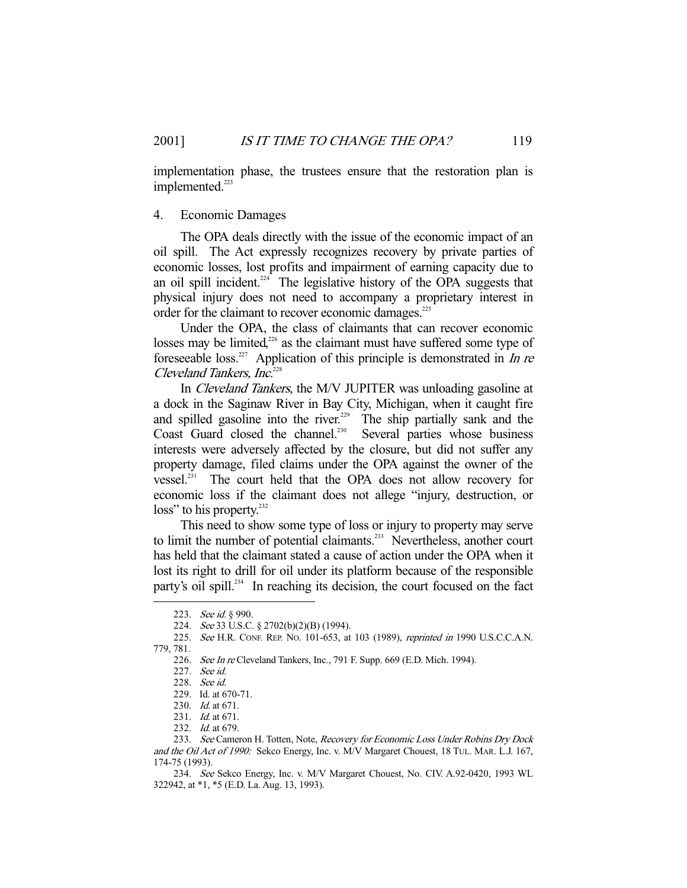implementation phase, the trustees ensure that the restoration plan is implemented.[223]

### 4. Economic Damages

The OPA deals directly with the issue of the economic impact of an oil spill. The Act expressly recognizes recovery by private parties of economic losses, lost profits and impairment of earning capacity due to an oil spill incident.[224] The legislative history of the OPA suggests that physical injury does not need to accompany a proprietary interest in order for the claimant to recover economic damages.[225]

Under the OPA, the class of claimants that can recover economic losses may be limited,[226] as the claimant must have suffered some type of foreseeable loss.[227] Application of this principle is demonstrated in *In re Cleveland Tankers, Inc.*[228]

In *Cleveland Tankers*, the M/V JUPITER was unloading gasoline at a dock in the Saginaw River in Bay City, Michigan, when it caught fire and spilled gasoline into the river.[229] The ship partially sank and the Coast Guard closed the channel.[230] Several parties whose business interests were adversely affected by the closure, but did not suffer any property damage, filed claims under the OPA against the owner of the vessel.[231] The court held that the OPA does not allow recovery for economic loss if the claimant does not allege "injury, destruction, or loss" to his property.[232]

This need to show some type of loss or injury to property may serve to limit the number of potential claimants.[233] Nevertheless, another court has held that the claimant stated a cause of action under the OPA when it lost its right to drill for oil under its platform because of the responsible party's oil spill.[234] In reaching its decision, the court focused on the fact

---

223. *See id.* § 990.

224. *See* 33 U.S.C. § 2702(b)(2)(B) (1994).

225. *See* H.R. CONF. REP. NO. 101-653, at 103 (1989), *reprinted in* 1990 U.S.C.C.A.N. 779, 781.

226. *See In re* Cleveland Tankers, Inc., 791 F. Supp. 669 (E.D. Mich. 1994).

227. *See id.*

228. *See id.*

229. Id. at 670-71.

230. *Id.* at 671.

231. *Id.* at 671.

232. *Id.* at 679.

233. *See* Cameron H. Totten, Note, *Recovery for Economic Loss Under Robins Dry Dock and the Oil Act of 1990:* Sekco Energy, Inc. v. M/V Margaret Chouest, 18 TUL. MAR. L.J. 167, 174-75 (1993).

234. *See* Sekco Energy, Inc. v. M/V Margaret Chouest, No. CIV. A.92-0420, 1993 WL 322942, at \*1, \*5 (E.D. La. Aug. 13, 1993).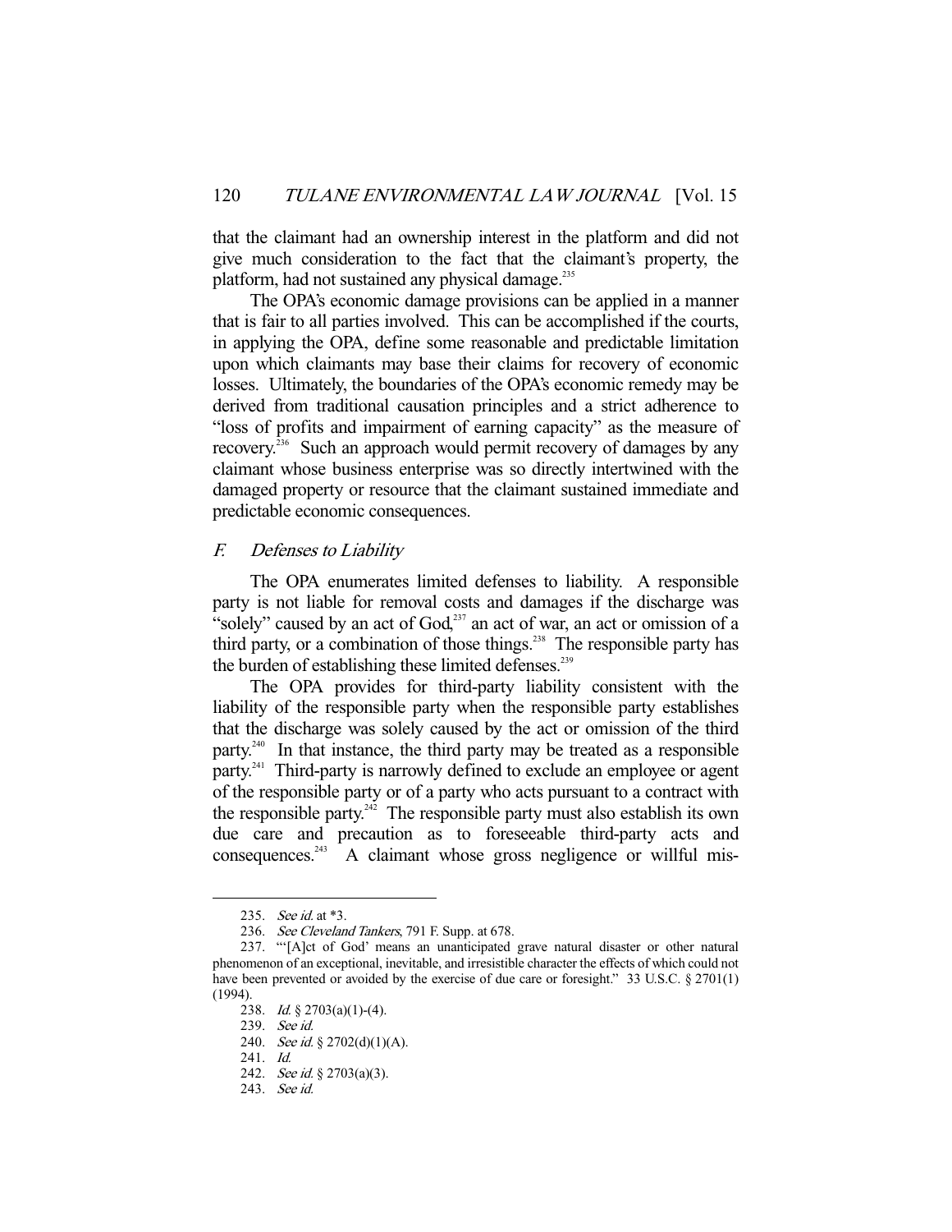that the claimant had an ownership interest in the platform and did not give much consideration to the fact that the claimant's property, the platform, had not sustained any physical damage.[235]

The OPA's economic damage provisions can be applied in a manner that is fair to all parties involved. This can be accomplished if the courts, in applying the OPA, define some reasonable and predictable limitation upon which claimants may base their claims for recovery of economic losses. Ultimately, the boundaries of the OPA's economic remedy may be derived from traditional causation principles and a strict adherence to "loss of profits and impairment of earning capacity" as the measure of recovery.[236] Such an approach would permit recovery of damages by any claimant whose business enterprise was so directly intertwined with the damaged property or resource that the claimant sustained immediate and predictable economic consequences.

### *F. Defenses to Liability*

The OPA enumerates limited defenses to liability. A responsible party is not liable for removal costs and damages if the discharge was "solely" caused by an act of God,[237] an act of war, an act or omission of a third party, or a combination of those things.[238] The responsible party has the burden of establishing these limited defenses.[239]

The OPA provides for third-party liability consistent with the liability of the responsible party when the responsible party establishes that the discharge was solely caused by the act or omission of the third party.[240] In that instance, the third party may be treated as a responsible party.[241] Third-party is narrowly defined to exclude an employee or agent of the responsible party or of a party who acts pursuant to a contract with the responsible party.[242] The responsible party must also establish its own due care and precaution as to foreseeable third-party acts and consequences.[243] A claimant whose gross negligence or willful mis-

---

235. *See id.* at \*3.

236. *See Cleveland Tankers*, 791 F. Supp. at 678.

237. "'[A]ct of God' means an unanticipated grave natural disaster or other natural phenomenon of an exceptional, inevitable, and irresistible character the effects of which could not have been prevented or avoided by the exercise of due care or foresight." 33 U.S.C. § 2701(1) (1994).

238. *Id.* § 2703(a)(1)-(4).

239. *See id.*

240. *See id.* § 2702(d)(1)(A).

241. *Id.*

242. *See id.* § 2703(a)(3).

243. *See id.*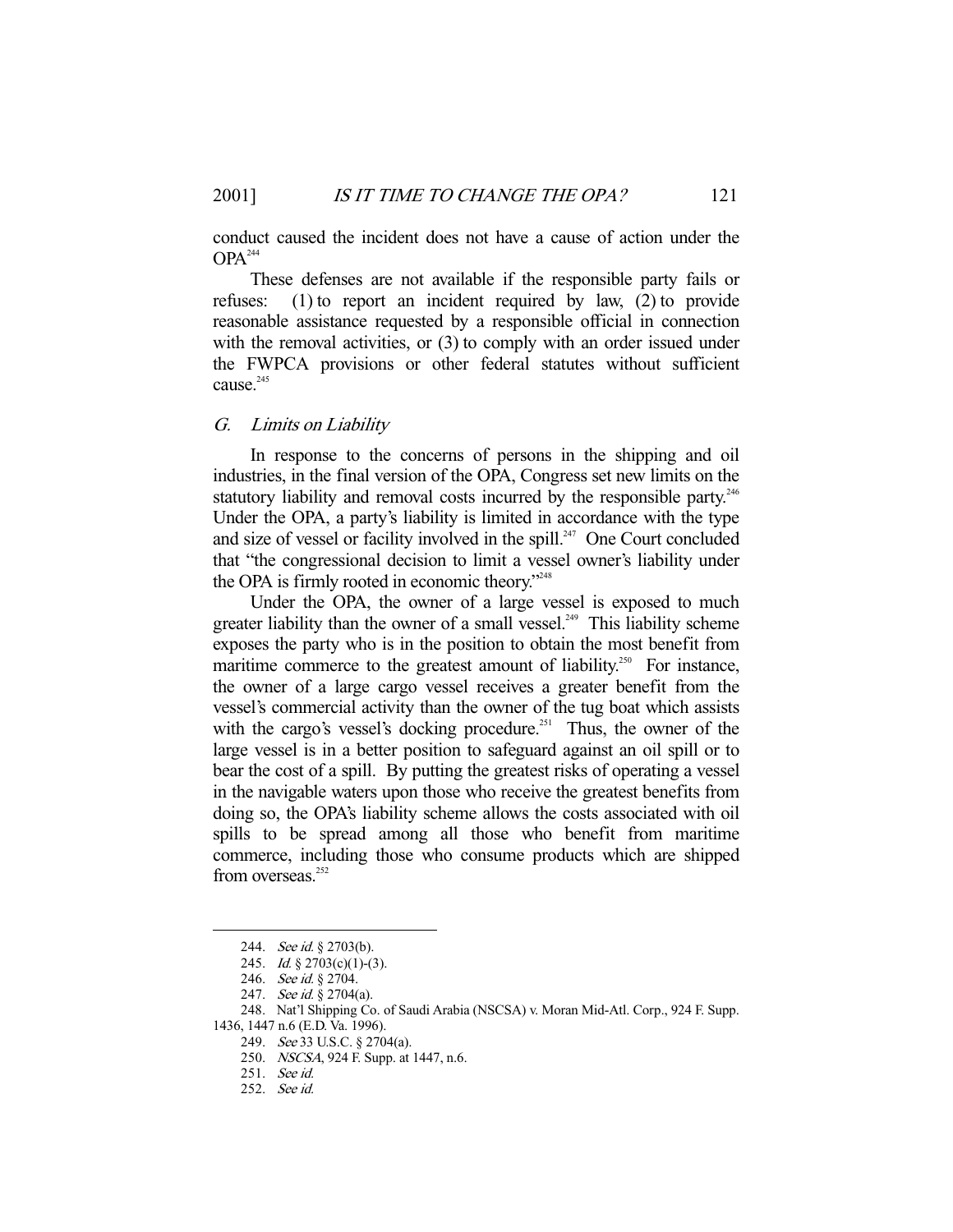conduct caused the incident does not have a cause of action under the OPA[244]

These defenses are not available if the responsible party fails or refuses: (1) to report an incident required by law, (2) to provide reasonable assistance requested by a responsible official in connection with the removal activities, or (3) to comply with an order issued under the FWPCA provisions or other federal statutes without sufficient cause.[245]

### G. *Limits on Liability*

In response to the concerns of persons in the shipping and oil industries, in the final version of the OPA, Congress set new limits on the statutory liability and removal costs incurred by the responsible party.[246] Under the OPA, a party's liability is limited in accordance with the type and size of vessel or facility involved in the spill.[247] One Court concluded that "the congressional decision to limit a vessel owner's liability under the OPA is firmly rooted in economic theory."[248]

Under the OPA, the owner of a large vessel is exposed to much greater liability than the owner of a small vessel.[249] This liability scheme exposes the party who is in the position to obtain the most benefit from maritime commerce to the greatest amount of liability.[250] For instance, the owner of a large cargo vessel receives a greater benefit from the vessel's commercial activity than the owner of the tug boat which assists with the cargo's vessel's docking procedure.[251] Thus, the owner of the large vessel is in a better position to safeguard against an oil spill or to bear the cost of a spill. By putting the greatest risks of operating a vessel in the navigable waters upon those who receive the greatest benefits from doing so, the OPA's liability scheme allows the costs associated with oil spills to be spread among all those who benefit from maritime commerce, including those who consume products which are shipped from overseas.[252]

---

244. *See id.* § 2703(b).

245. *Id.* § 2703(c)(1)-(3).

246. *See id.* § 2704.

247. *See id.* § 2704(a).

248. Nat'l Shipping Co. of Saudi Arabia (NSCSA) v. Moran Mid-Atl. Corp., 924 F. Supp. 1436, 1447 n.6 (E.D. Va. 1996).

249. *See* 33 U.S.C. § 2704(a).

250. *NSCSA*, 924 F. Supp. at 1447, n.6.

251. *See id.*

252. *See id.*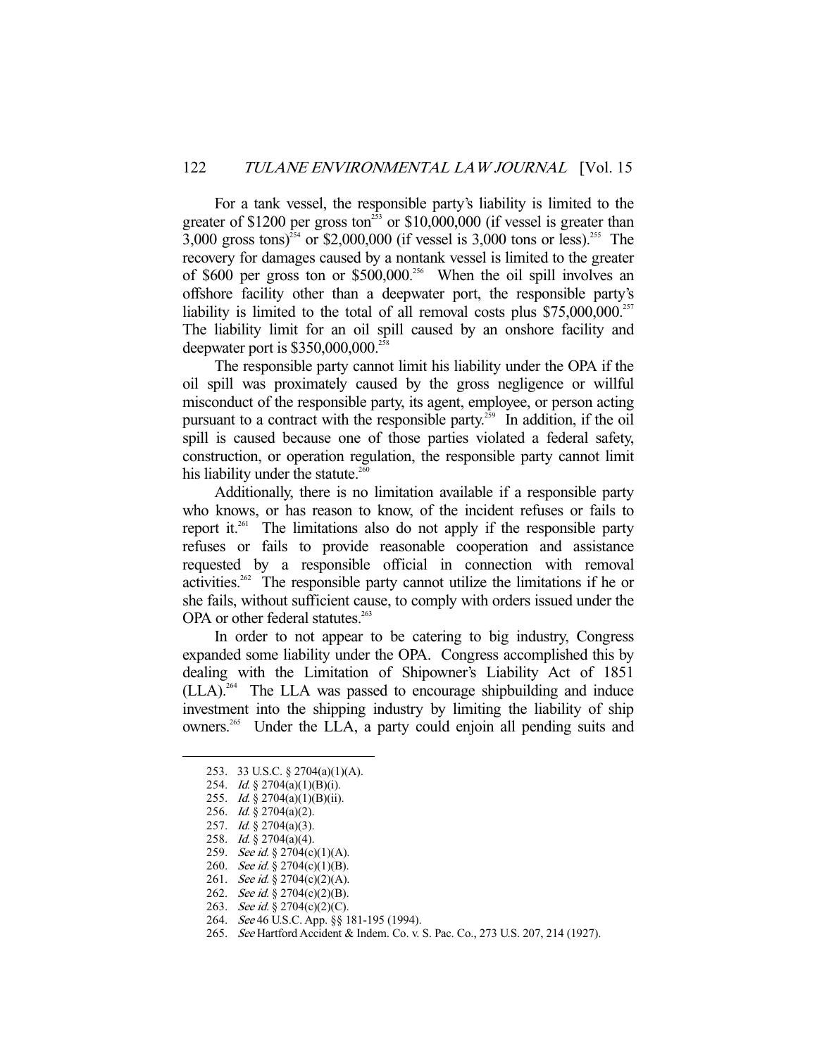For a tank vessel, the responsible party's liability is limited to the greater of $1200 per gross ton[253] or $10,000,000 (if vessel is greater than 3,000 gross tons)[254] or $2,000,000 (if vessel is 3,000 tons or less).[255] The recovery for damages caused by a nontank vessel is limited to the greater of $600 per gross ton or $500,000.[256] When the oil spill involves an offshore facility other than a deepwater port, the responsible party's liability is limited to the total of all removal costs plus $75,000,000.[257] The liability limit for an oil spill caused by an onshore facility and deepwater port is $350,000,000.[258]

The responsible party cannot limit his liability under the OPA if the oil spill was proximately caused by the gross negligence or willful misconduct of the responsible party, its agent, employee, or person acting pursuant to a contract with the responsible party.[259] In addition, if the oil spill is caused because one of those parties violated a federal safety, construction, or operation regulation, the responsible party cannot limit his liability under the statute.[260]

Additionally, there is no limitation available if a responsible party who knows, or has reason to know, of the incident refuses or fails to report it.[261] The limitations also do not apply if the responsible party refuses or fails to provide reasonable cooperation and assistance requested by a responsible official in connection with removal activities.[262] The responsible party cannot utilize the limitations if he or she fails, without sufficient cause, to comply with orders issued under the OPA or other federal statutes.[263]

In order to not appear to be catering to big industry, Congress expanded some liability under the OPA. Congress accomplished this by dealing with the Limitation of Shipowner's Liability Act of 1851 (LLA).[264] The LLA was passed to encourage shipbuilding and induce investment into the shipping industry by limiting the liability of ship owners.[265] Under the LLA, a party could enjoin all pending suits and

---

253. 33 U.S.C. § 2704(a)(1)(A).
254. *Id.* § 2704(a)(1)(B)(i).
255. *Id.* § 2704(a)(1)(B)(ii).
256. *Id.* § 2704(a)(2).
257. *Id.* § 2704(a)(3).
258. *Id.* § 2704(a)(4).
259. *See id.* § 2704(c)(1)(A).
260. *See id.* § 2704(c)(1)(B).
261. *See id.* § 2704(c)(2)(A).
262. *See id.* § 2704(c)(2)(B).
263. *See id.* § 2704(c)(2)(C).
264. *See* 46 U.S.C. App. §§ 181-195 (1994).
265. *See* Hartford Accident & Indem. Co. v. S. Pac. Co., 273 U.S. 207, 214 (1927).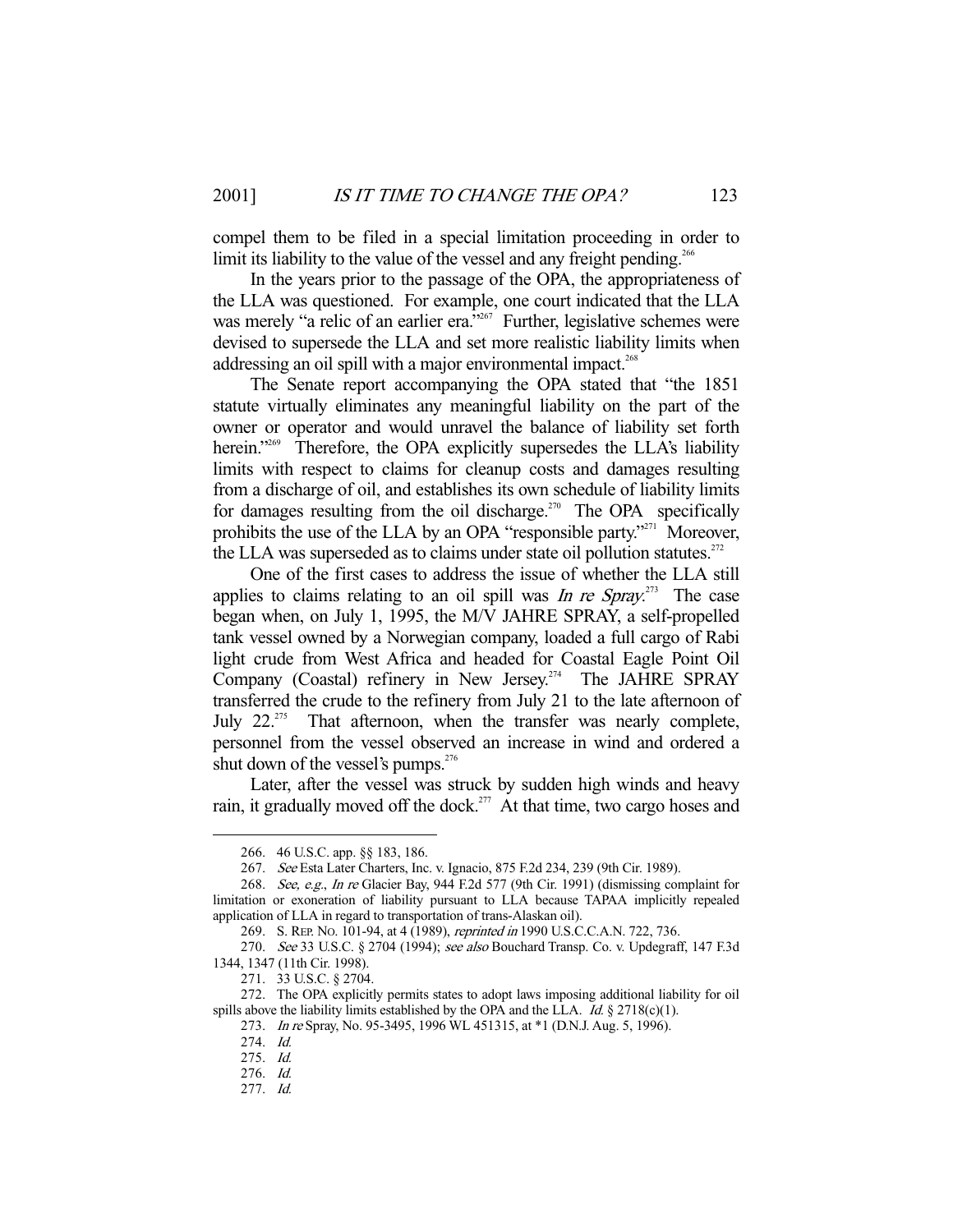compel them to be filed in a special limitation proceeding in order to limit its liability to the value of the vessel and any freight pending.[266]

In the years prior to the passage of the OPA, the appropriateness of the LLA was questioned. For example, one court indicated that the LLA was merely "a relic of an earlier era."[267] Further, legislative schemes were devised to supersede the LLA and set more realistic liability limits when addressing an oil spill with a major environmental impact.[268]

The Senate report accompanying the OPA stated that "the 1851 statute virtually eliminates any meaningful liability on the part of the owner or operator and would unravel the balance of liability set forth herein."[269] Therefore, the OPA explicitly supersedes the LLA's liability limits with respect to claims for cleanup costs and damages resulting from a discharge of oil, and establishes its own schedule of liability limits for damages resulting from the oil discharge.[270] The OPA specifically prohibits the use of the LLA by an OPA "responsible party."[271] Moreover, the LLA was superseded as to claims under state oil pollution statutes.[272]

One of the first cases to address the issue of whether the LLA still applies to claims relating to an oil spill was *In re Spray*.[273] The case began when, on July 1, 1995, the M/V JAHRE SPRAY, a self-propelled tank vessel owned by a Norwegian company, loaded a full cargo of Rabi light crude from West Africa and headed for Coastal Eagle Point Oil Company (Coastal) refinery in New Jersey.[274] The JAHRE SPRAY transferred the crude to the refinery from July 21 to the late afternoon of July 22.[275] That afternoon, when the transfer was nearly complete, personnel from the vessel observed an increase in wind and ordered a shut down of the vessel's pumps.[276]

Later, after the vessel was struck by sudden high winds and heavy rain, it gradually moved off the dock.[277] At that time, two cargo hoses and

---

266. 46 U.S.C. app. §§ 183, 186.

267. *See* Esta Later Charters, Inc. v. Ignacio, 875 F.2d 234, 239 (9th Cir. 1989).

268. *See, e.g.*, *In re* Glacier Bay, 944 F.2d 577 (9th Cir. 1991) (dismissing complaint for limitation or exoneration of liability pursuant to LLA because TAPAA implicitly repealed application of LLA in regard to transportation of trans-Alaskan oil).

269. S. REP. NO. 101-94, at 4 (1989), *reprinted in* 1990 U.S.C.C.A.N. 722, 736.

270. *See* 33 U.S.C. § 2704 (1994); *see also* Bouchard Transp. Co. v. Updegraff, 147 F.3d 1344, 1347 (11th Cir. 1998).

271. 33 U.S.C. § 2704.

272. The OPA explicitly permits states to adopt laws imposing additional liability for oil spills above the liability limits established by the OPA and the LLA. *Id.* § 2718(c)(1).

273. *In re* Spray, No. 95-3495, 1996 WL 451315, at *1 (D.N.J. Aug. 5, 1996).

274. *Id.*

275. *Id.*

276. *Id.*

277. *Id.*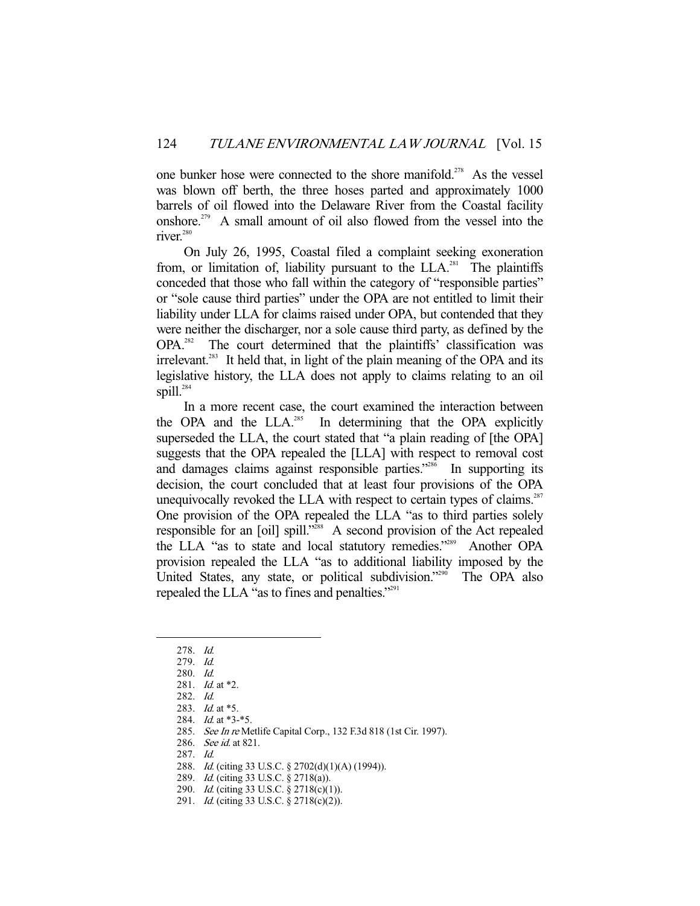one bunker hose were connected to the shore manifold.[278] As the vessel was blown off berth, the three hoses parted and approximately 1000 barrels of oil flowed into the Delaware River from the Coastal facility onshore.[279] A small amount of oil also flowed from the vessel into the river.[280]

On July 26, 1995, Coastal filed a complaint seeking exoneration from, or limitation of, liability pursuant to the LLA.[281] The plaintiffs conceded that those who fall within the category of "responsible parties" or "sole cause third parties" under the OPA are not entitled to limit their liability under LLA for claims raised under OPA, but contended that they were neither the discharger, nor a sole cause third party, as defined by the OPA.[282] The court determined that the plaintiffs' classification was irrelevant.[283] It held that, in light of the plain meaning of the OPA and its legislative history, the LLA does not apply to claims relating to an oil spill.[284]

In a more recent case, the court examined the interaction between the OPA and the LLA.[285] In determining that the OPA explicitly superseded the LLA, the court stated that "a plain reading of [the OPA] suggests that the OPA repealed the [LLA] with respect to removal cost and damages claims against responsible parties."[286] In supporting its decision, the court concluded that at least four provisions of the OPA unequivocally revoked the LLA with respect to certain types of claims.[287] One provision of the OPA repealed the LLA "as to third parties solely responsible for an [oil] spill."[288] A second provision of the Act repealed the LLA "as to state and local statutory remedies."[289] Another OPA provision repealed the LLA "as to additional liability imposed by the United States, any state, or political subdivision."[290] The OPA also repealed the LLA "as to fines and penalties."[291]

---

278. *Id.*
279. *Id.*
280. *Id.*
281. *Id.* at *2.
282. *Id.*
283. *Id.* at *5.
284. *Id.* at *3-*5.
285. *See In re* Metlife Capital Corp., 132 F.3d 818 (1st Cir. 1997).
286. *See id.* at 821.
287. *Id.*
288. *Id.* (citing 33 U.S.C. § 2702(d)(1)(A) (1994)).
289. *Id.* (citing 33 U.S.C. § 2718(a)).
290. *Id.* (citing 33 U.S.C. § 2718(c)(1)).
291. *Id.* (citing 33 U.S.C. § 2718(c)(2)).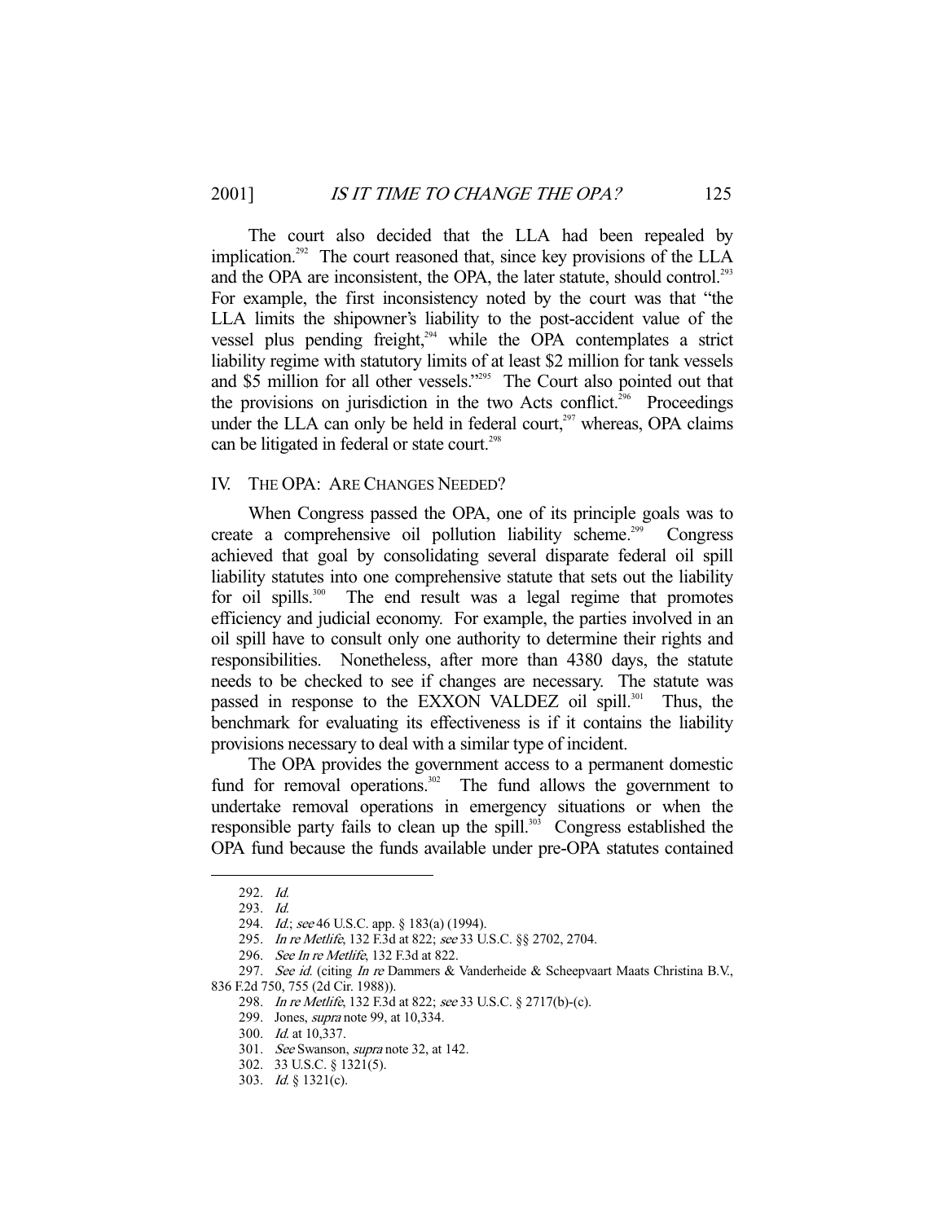The court also decided that the LLA had been repealed by implication.[292] The court reasoned that, since key provisions of the LLA and the OPA are inconsistent, the OPA, the later statute, should control.[293] For example, the first inconsistency noted by the court was that "the LLA limits the shipowner's liability to the post-accident value of the vessel plus pending freight,[294] while the OPA contemplates a strict liability regime with statutory limits of at least $2 million for tank vessels and $5 million for all other vessels."[295] The Court also pointed out that the provisions on jurisdiction in the two Acts conflict.[296] Proceedings under the LLA can only be held in federal court,[297] whereas, OPA claims can be litigated in federal or state court.[298]

## IV. THE OPA: ARE CHANGES NEEDED?

When Congress passed the OPA, one of its principle goals was to create a comprehensive oil pollution liability scheme.[299] Congress achieved that goal by consolidating several disparate federal oil spill liability statutes into one comprehensive statute that sets out the liability for oil spills.[300] The end result was a legal regime that promotes efficiency and judicial economy. For example, the parties involved in an oil spill have to consult only one authority to determine their rights and responsibilities. Nonetheless, after more than 4380 days, the statute needs to be checked to see if changes are necessary. The statute was passed in response to the EXXON VALDEZ oil spill.[301] Thus, the benchmark for evaluating its effectiveness is if it contains the liability provisions necessary to deal with a similar type of incident.

The OPA provides the government access to a permanent domestic fund for removal operations.[302] The fund allows the government to undertake removal operations in emergency situations or when the responsible party fails to clean up the spill.[303] Congress established the OPA fund because the funds available under pre-OPA statutes contained

---

292. *Id.*

293. *Id.*

294. *Id.*; *see* 46 U.S.C. app. § 183(a) (1994).

295. *In re Metlife*, 132 F.3d at 822; *see* 33 U.S.C. §§ 2702, 2704.

296. *See In re Metlife*, 132 F.3d at 822.

297. *See id.* (citing *In re* Dammers & Vanderheide & Scheepvaart Maats Christina B.V., 836 F.2d 750, 755 (2d Cir. 1988)).

298. *In re Metlife*, 132 F.3d at 822; *see* 33 U.S.C. § 2717(b)-(c).

299. Jones, *supra* note 99, at 10,334.

300. *Id.* at 10,337.

301. *See* Swanson, *supra* note 32, at 142.

302. 33 U.S.C. § 1321(5).

303. *Id.* § 1321(c).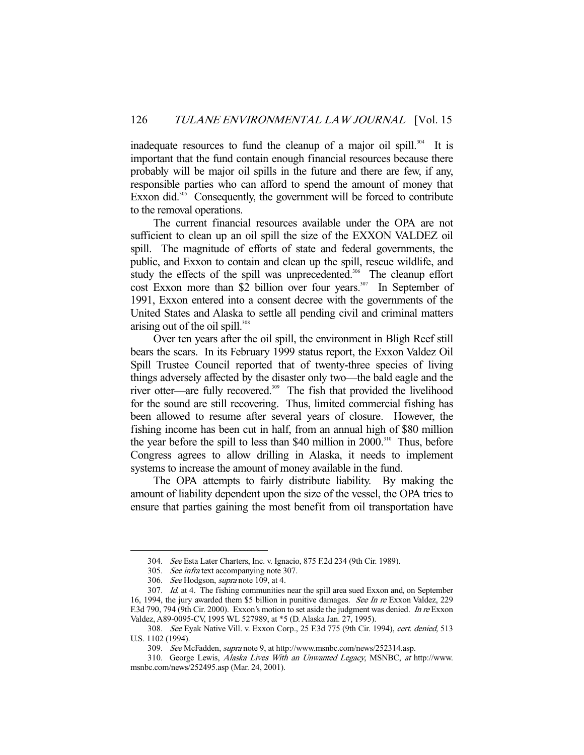inadequate resources to fund the cleanup of a major oil spill.[304] It is important that the fund contain enough financial resources because there probably will be major oil spills in the future and there are few, if any, responsible parties who can afford to spend the amount of money that Exxon did.[305] Consequently, the government will be forced to contribute to the removal operations.

The current financial resources available under the OPA are not sufficient to clean up an oil spill the size of the EXXON VALDEZ oil spill. The magnitude of efforts of state and federal governments, the public, and Exxon to contain and clean up the spill, rescue wildlife, and study the effects of the spill was unprecedented.[306] The cleanup effort cost Exxon more than $2 billion over four years.[307] In September of 1991, Exxon entered into a consent decree with the governments of the United States and Alaska to settle all pending civil and criminal matters arising out of the oil spill.[308]

Over ten years after the oil spill, the environment in Bligh Reef still bears the scars. In its February 1999 status report, the Exxon Valdez Oil Spill Trustee Council reported that of twenty-three species of living things adversely affected by the disaster only two—the bald eagle and the river otter—are fully recovered.[309] The fish that provided the livelihood for the sound are still recovering. Thus, limited commercial fishing has been allowed to resume after several years of closure. However, the fishing income has been cut in half, from an annual high of $80 million the year before the spill to less than $40 million in 2000.[310] Thus, before Congress agrees to allow drilling in Alaska, it needs to implement systems to increase the amount of money available in the fund.

The OPA attempts to fairly distribute liability. By making the amount of liability dependent upon the size of the vessel, the OPA tries to ensure that parties gaining the most benefit from oil transportation have

---

304. *See* Esta Later Charters, Inc. v. Ignacio, 875 F.2d 234 (9th Cir. 1989).

305. *See infra* text accompanying note 307.

306. *See* Hodgson, *supra* note 109, at 4.

307. *Id.* at 4. The fishing communities near the spill area sued Exxon and, on September 16, 1994, the jury awarded them $5 billion in punitive damages. *See In re* Exxon Valdez, 229 F.3d 790, 794 (9th Cir. 2000). Exxon's motion to set aside the judgment was denied. *In re* Exxon Valdez, A89-0095-CV, 1995 WL 527989, at *5 (D. Alaska Jan. 27, 1995).

308. *See* Eyak Native Vill. v. Exxon Corp., 25 F.3d 775 (9th Cir. 1994), *cert. denied*, 513 U.S. 1102 (1994).

309. *See* McFadden, *supra* note 9, at http://www.msnbc.com/news/252314.asp.

310. George Lewis, *Alaska Lives With an Unwanted Legacy*, MSNBC, *at* http://www.msnbc.com/news/252495.asp (Mar. 24, 2001).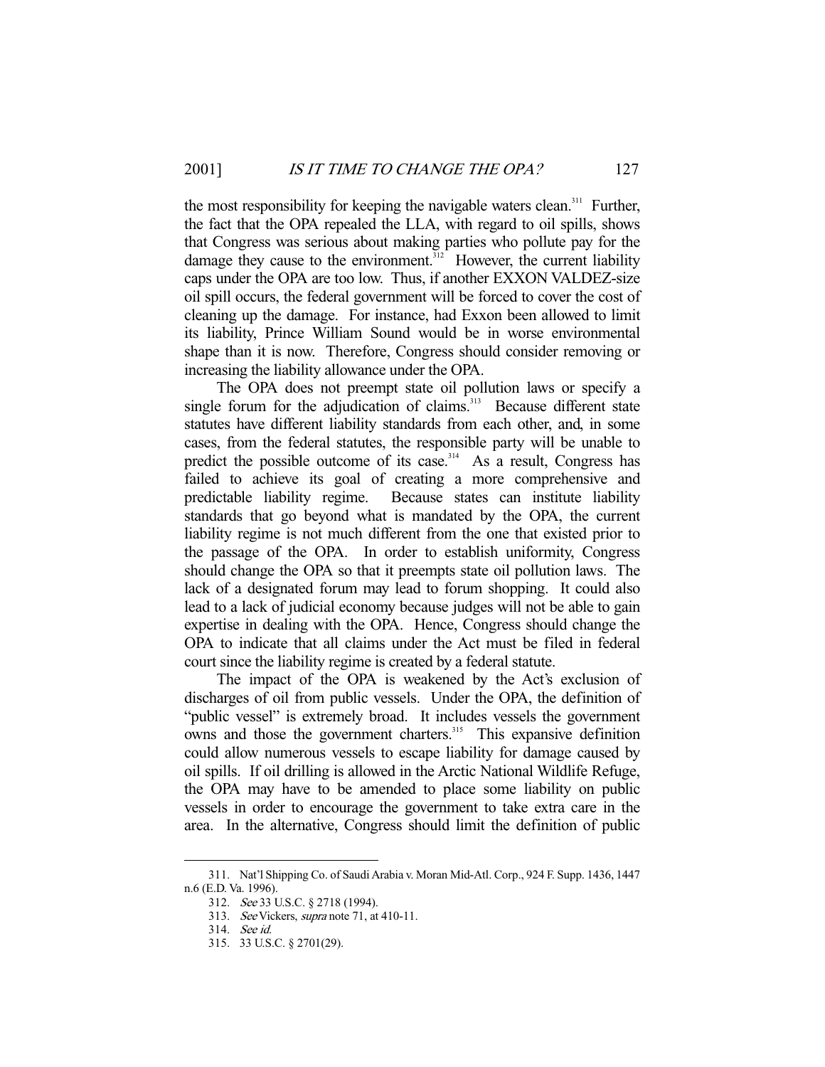the most responsibility for keeping the navigable waters clean.[311] Further, the fact that the OPA repealed the LLA, with regard to oil spills, shows that Congress was serious about making parties who pollute pay for the damage they cause to the environment.[312] However, the current liability caps under the OPA are too low. Thus, if another EXXON VALDEZ-size oil spill occurs, the federal government will be forced to cover the cost of cleaning up the damage. For instance, had Exxon been allowed to limit its liability, Prince William Sound would be in worse environmental shape than it is now. Therefore, Congress should consider removing or increasing the liability allowance under the OPA.

The OPA does not preempt state oil pollution laws or specify a single forum for the adjudication of claims.[313] Because different state statutes have different liability standards from each other, and, in some cases, from the federal statutes, the responsible party will be unable to predict the possible outcome of its case.[314] As a result, Congress has failed to achieve its goal of creating a more comprehensive and predictable liability regime. Because states can institute liability standards that go beyond what is mandated by the OPA, the current liability regime is not much different from the one that existed prior to the passage of the OPA. In order to establish uniformity, Congress should change the OPA so that it preempts state oil pollution laws. The lack of a designated forum may lead to forum shopping. It could also lead to a lack of judicial economy because judges will not be able to gain expertise in dealing with the OPA. Hence, Congress should change the OPA to indicate that all claims under the Act must be filed in federal court since the liability regime is created by a federal statute.

The impact of the OPA is weakened by the Act's exclusion of discharges of oil from public vessels. Under the OPA, the definition of "public vessel" is extremely broad. It includes vessels the government owns and those the government charters.[315] This expansive definition could allow numerous vessels to escape liability for damage caused by oil spills. If oil drilling is allowed in the Arctic National Wildlife Refuge, the OPA may have to be amended to place some liability on public vessels in order to encourage the government to take extra care in the area. In the alternative, Congress should limit the definition of public

---

311. Nat'l Shipping Co. of Saudi Arabia v. Moran Mid-Atl. Corp., 924 F. Supp. 1436, 1447 n.6 (E.D. Va. 1996).

312. *See* 33 U.S.C. § 2718 (1994).

313. *See* Vickers, *supra* note 71, at 410-11.

314. *See id.*

315. 33 U.S.C. § 2701(29).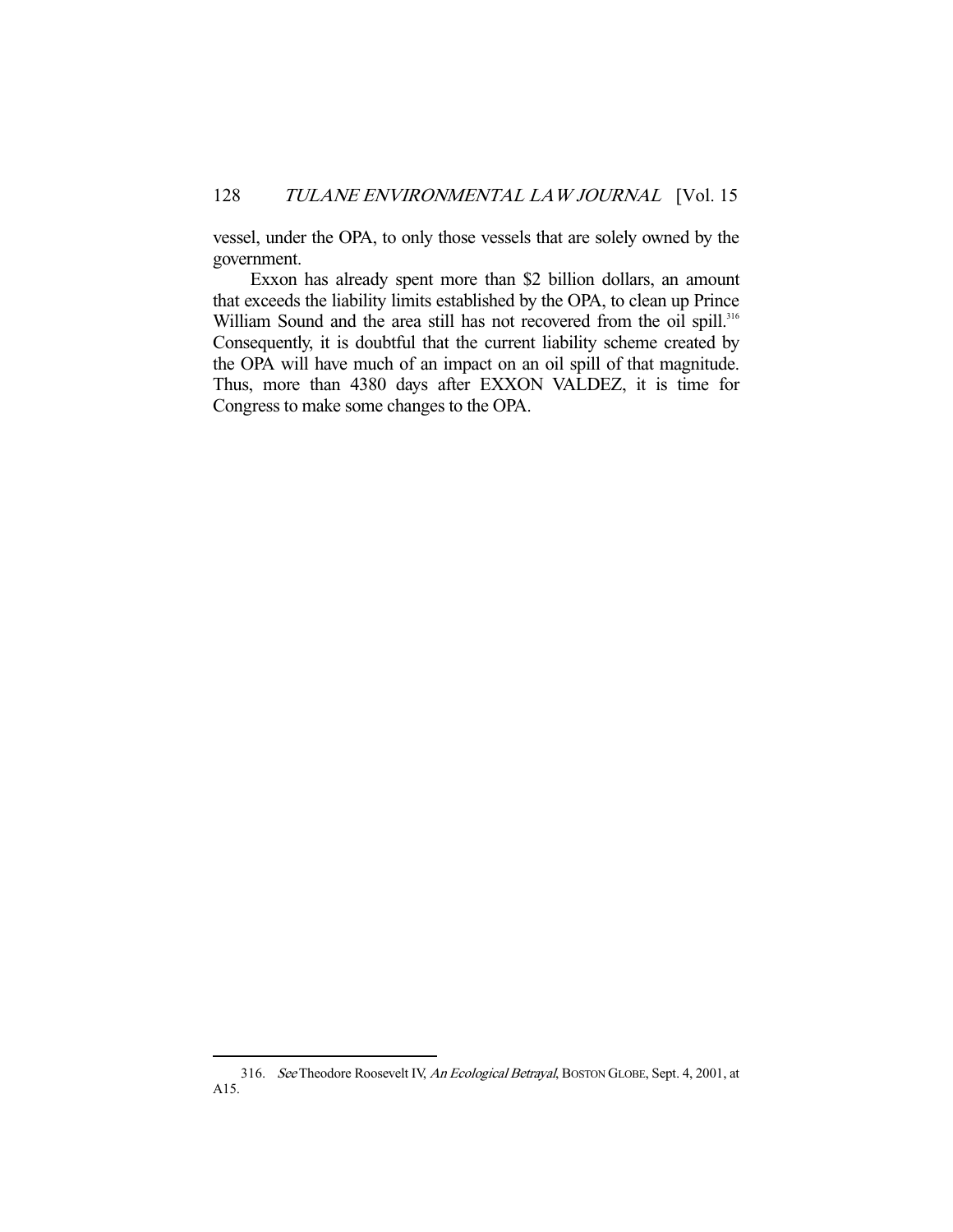vessel, under the OPA, to only those vessels that are solely owned by the government.

Exxon has already spent more than $2 billion dollars, an amount that exceeds the liability limits established by the OPA, to clean up Prince William Sound and the area still has not recovered from the oil spill.[316] Consequently, it is doubtful that the current liability scheme created by the OPA will have much of an impact on an oil spill of that magnitude. Thus, more than 4380 days after EXXON VALDEZ, it is time for Congress to make some changes to the OPA.

---

316. *See* Theodore Roosevelt IV, *An Ecological Betrayal*, BOSTON GLOBE, Sept. 4, 2001, at A15.